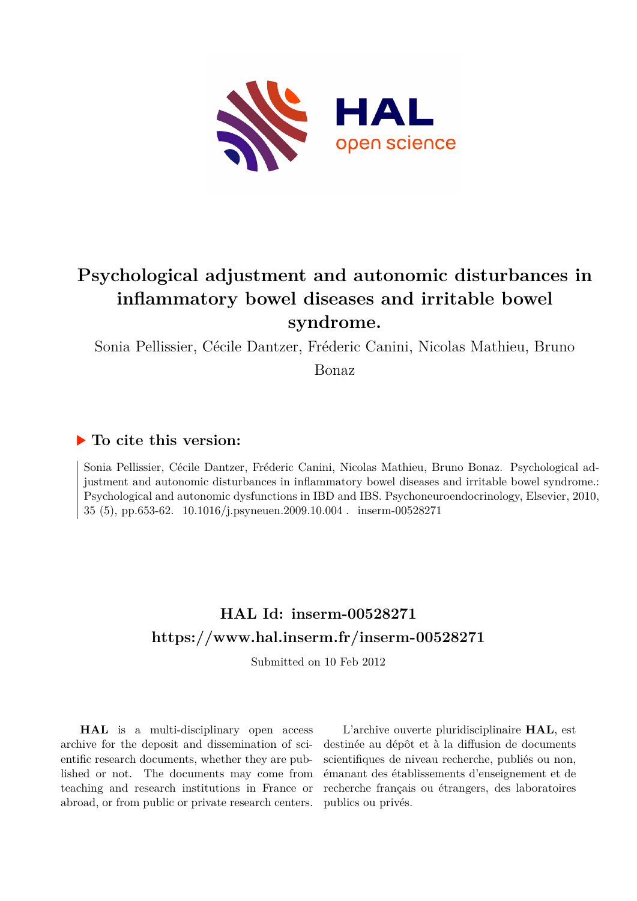# Psychological adjustment and autonomic disturbances in inflammatory bowel diseases and irritable bowel syndrome.

Sonia Pellissier, Cécile Dantzer, Fréderic Canini, Nicolas Mathieu, Bruno Bonaz

## ▶ To cite this version:

Sonia Pellissier, Cécile Dantzer, Fréderic Canini, Nicolas Mathieu, Bruno Bonaz. Psychological adjustment and autonomic disturbances in inflammatory bowel diseases and irritable bowel syndrome.: Psychological and autonomic dysfunctions in IBD and IBS. Psychoneuroendocrinology, Elsevier, 2010, 35 (5), pp.653-62. 10.1016/j.psyneuen.2009.10.004 . inserm-00528271

## HAL Id: inserm-00528271
## https://www.hal.inserm.fr/inserm-00528271

Submitted on 10 Feb 2012

**HAL** is a multi-disciplinary open access archive for the deposit and dissemination of scientific research documents, whether they are published or not. The documents may come from teaching and research institutions in France or abroad, or from public or private research centers.

L'archive ouverte pluridisciplinaire **HAL**, est destinée au dépôt et à la diffusion de documents scientifiques de niveau recherche, publiés ou non, émanant des établissements d'enseignement et de recherche français ou étrangers, des laboratoires publics ou privés.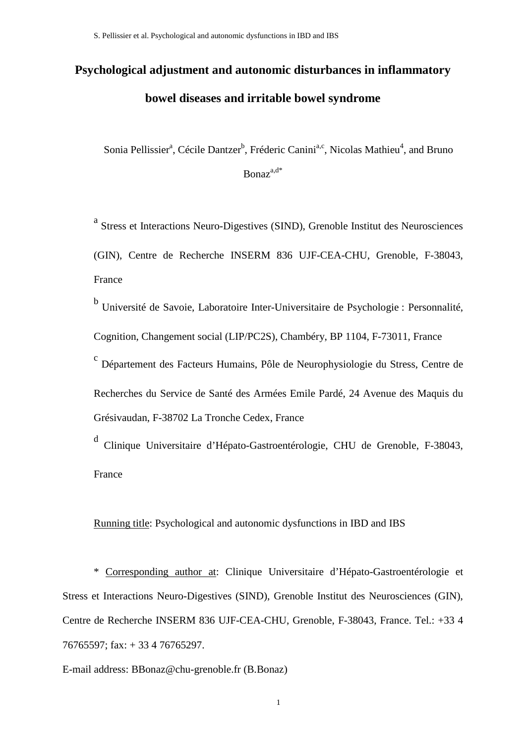# Psychological adjustment and autonomic disturbances in inflammatory bowel diseases and irritable bowel syndrome

Sonia Pellissier[a], Cécile Dantzer[b], Fréderic Canini[a,c], Nicolas Mathieu[4], and Bruno Bonaz[a,d*]

[a] Stress et Interactions Neuro-Digestives (SIND), Grenoble Institut des Neurosciences (GIN), Centre de Recherche INSERM 836 UJF-CEA-CHU, Grenoble, F-38043, France

[b] Université de Savoie, Laboratoire Inter-Universitaire de Psychologie : Personnalité, Cognition, Changement social (LIP/PC2S), Chambéry, BP 1104, F-73011, France

[c] Département des Facteurs Humains, Pôle de Neurophysiologie du Stress, Centre de Recherches du Service de Santé des Armées Emile Pardé, 24 Avenue des Maquis du Grésivaudan, F-38702 La Tronche Cedex, France

[d] Clinique Universitaire d'Hépato-Gastroentérologie, CHU de Grenoble, F-38043, France

Running title: Psychological and autonomic dysfunctions in IBD and IBS

\* Corresponding author at: Clinique Universitaire d'Hépato-Gastroentérologie et Stress et Interactions Neuro-Digestives (SIND), Grenoble Institut des Neurosciences (GIN), Centre de Recherche INSERM 836 UJF-CEA-CHU, Grenoble, F-38043, France. Tel.: +33 4 76765597; fax: + 33 4 76765297.

E-mail address: BBonaz@chu-grenoble.fr (B.Bonaz)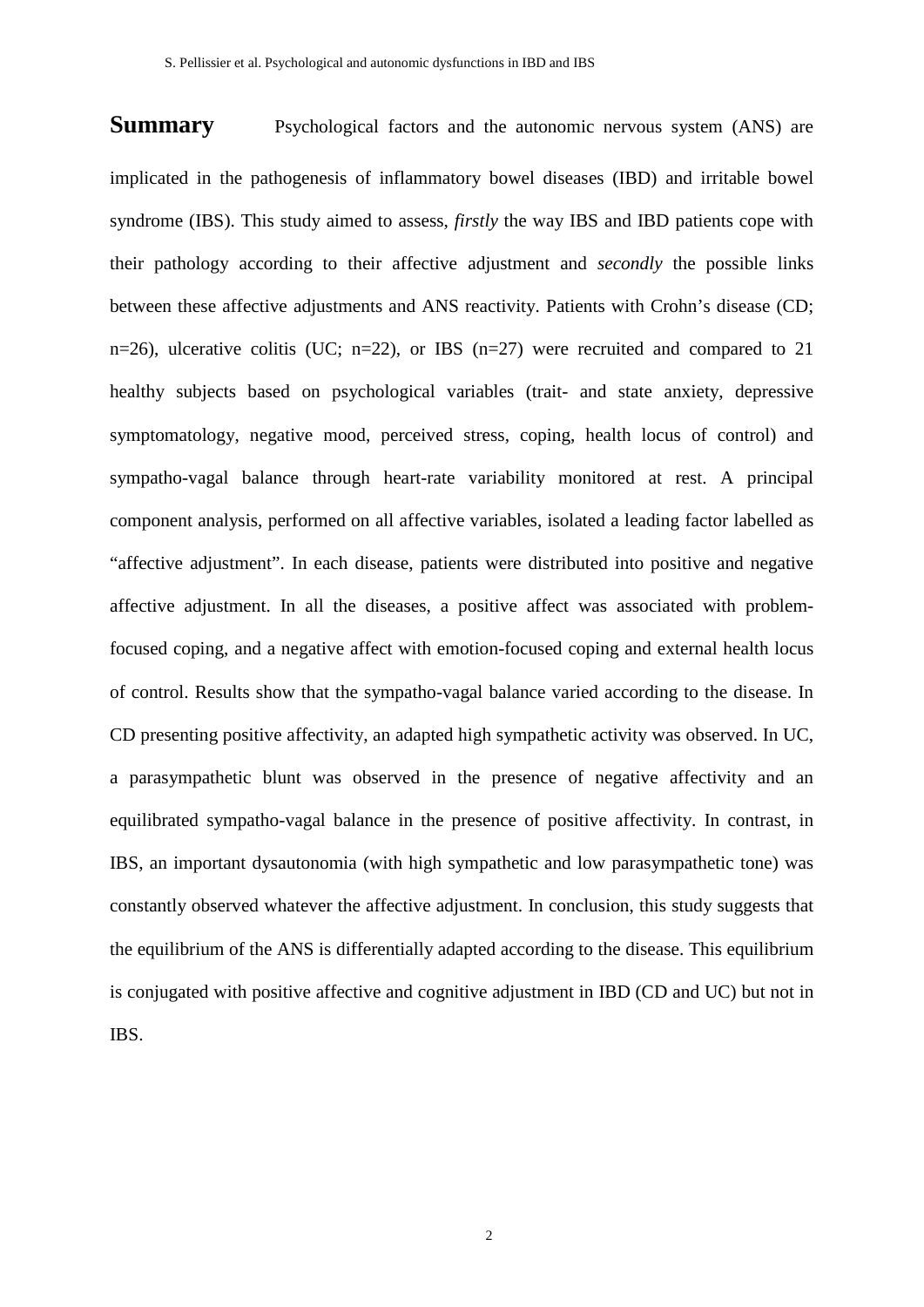**Summary** Psychological factors and the autonomic nervous system (ANS) are implicated in the pathogenesis of inflammatory bowel diseases (IBD) and irritable bowel syndrome (IBS). This study aimed to assess, *firstly* the way IBS and IBD patients cope with their pathology according to their affective adjustment and *secondly* the possible links between these affective adjustments and ANS reactivity. Patients with Crohn's disease (CD; n=26), ulcerative colitis (UC; n=22), or IBS (n=27) were recruited and compared to 21 healthy subjects based on psychological variables (trait- and state anxiety, depressive symptomatology, negative mood, perceived stress, coping, health locus of control) and sympatho-vagal balance through heart-rate variability monitored at rest. A principal component analysis, performed on all affective variables, isolated a leading factor labelled as "affective adjustment". In each disease, patients were distributed into positive and negative affective adjustment. In all the diseases, a positive affect was associated with problem-focused coping, and a negative affect with emotion-focused coping and external health locus of control. Results show that the sympatho-vagal balance varied according to the disease. In CD presenting positive affectivity, an adapted high sympathetic activity was observed. In UC, a parasympathetic blunt was observed in the presence of negative affectivity and an equilibrated sympatho-vagal balance in the presence of positive affectivity. In contrast, in IBS, an important dysautonomia (with high sympathetic and low parasympathetic tone) was constantly observed whatever the affective adjustment. In conclusion, this study suggests that the equilibrium of the ANS is differentially adapted according to the disease. This equilibrium is conjugated with positive affective and cognitive adjustment in IBD (CD and UC) but not in IBS.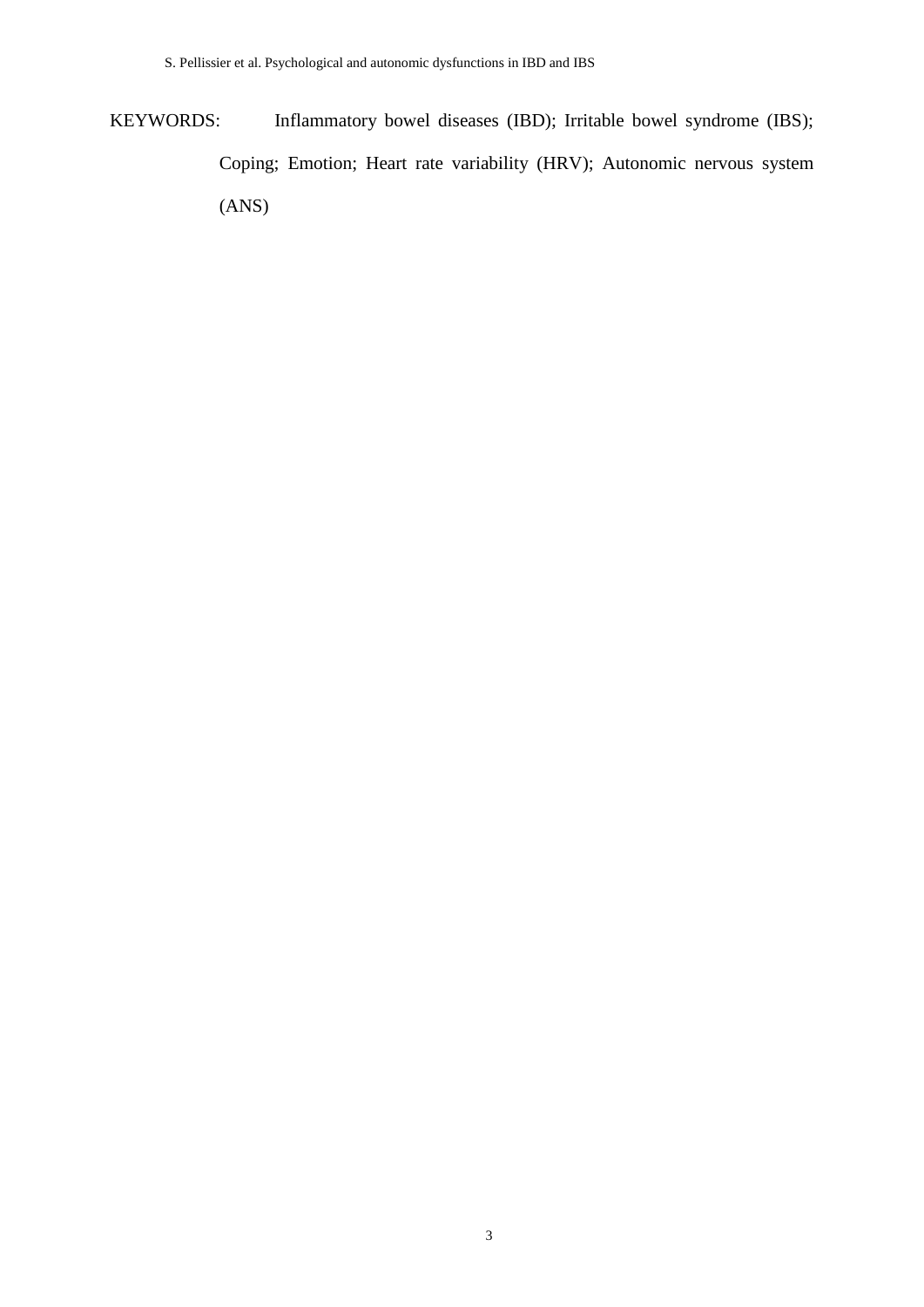KEYWORDS: Inflammatory bowel diseases (IBD); Irritable bowel syndrome (IBS); Coping; Emotion; Heart rate variability (HRV); Autonomic nervous system (ANS)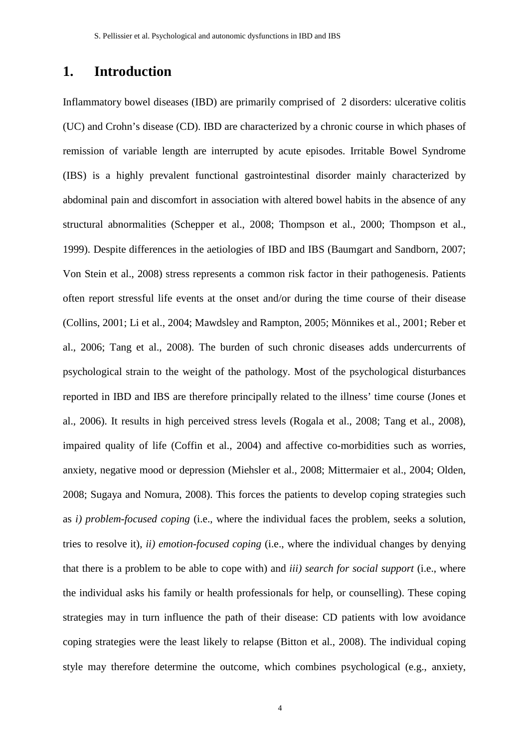# 1. Introduction

Inflammatory bowel diseases (IBD) are primarily comprised of 2 disorders: ulcerative colitis (UC) and Crohn's disease (CD). IBD are characterized by a chronic course in which phases of remission of variable length are interrupted by acute episodes. Irritable Bowel Syndrome (IBS) is a highly prevalent functional gastrointestinal disorder mainly characterized by abdominal pain and discomfort in association with altered bowel habits in the absence of any structural abnormalities (Schepper et al., 2008; Thompson et al., 2000; Thompson et al., 1999). Despite differences in the aetiologies of IBD and IBS (Baumgart and Sandborn, 2007; Von Stein et al., 2008) stress represents a common risk factor in their pathogenesis. Patients often report stressful life events at the onset and/or during the time course of their disease (Collins, 2001; Li et al., 2004; Mawdsley and Rampton, 2005; Mönnikes et al., 2001; Reber et al., 2006; Tang et al., 2008). The burden of such chronic diseases adds undercurrents of psychological strain to the weight of the pathology. Most of the psychological disturbances reported in IBD and IBS are therefore principally related to the illness' time course (Jones et al., 2006). It results in high perceived stress levels (Rogala et al., 2008; Tang et al., 2008), impaired quality of life (Coffin et al., 2004) and affective co-morbidities such as worries, anxiety, negative mood or depression (Miehsler et al., 2008; Mittermaier et al., 2004; Olden, 2008; Sugaya and Nomura, 2008). This forces the patients to develop coping strategies such as *i) problem-focused coping* (i.e., where the individual faces the problem, seeks a solution, tries to resolve it), *ii) emotion-focused coping* (i.e., where the individual changes by denying that there is a problem to be able to cope with) and *iii) search for social support* (i.e., where the individual asks his family or health professionals for help, or counselling). These coping strategies may in turn influence the path of their disease: CD patients with low avoidance coping strategies were the least likely to relapse (Bitton et al., 2008). The individual coping style may therefore determine the outcome, which combines psychological (e.g., anxiety,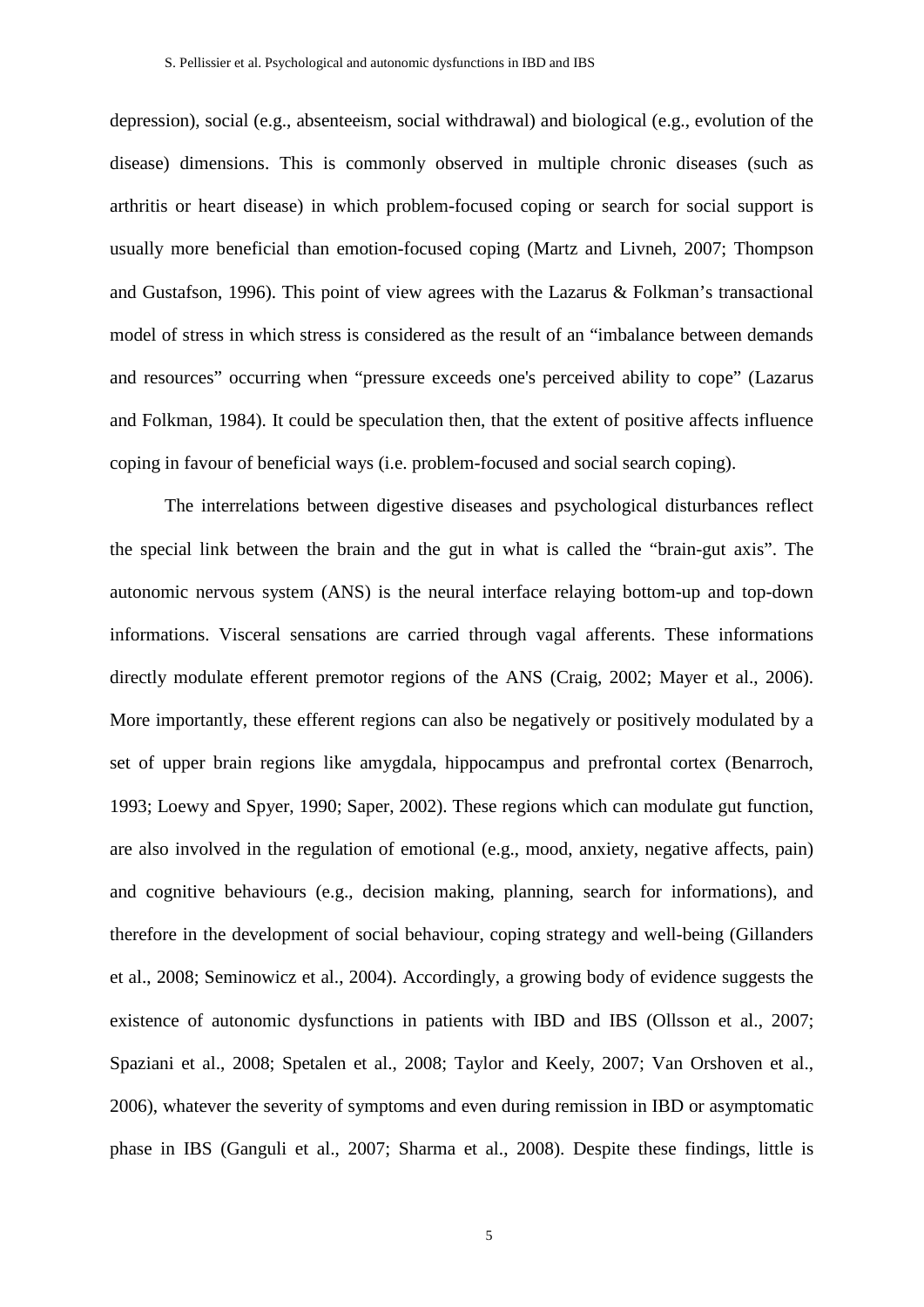depression), social (e.g., absenteeism, social withdrawal) and biological (e.g., evolution of the disease) dimensions. This is commonly observed in multiple chronic diseases (such as arthritis or heart disease) in which problem-focused coping or search for social support is usually more beneficial than emotion-focused coping (Martz and Livneh, 2007; Thompson and Gustafson, 1996). This point of view agrees with the Lazarus & Folkman's transactional model of stress in which stress is considered as the result of an "imbalance between demands and resources" occurring when "pressure exceeds one's perceived ability to cope" (Lazarus and Folkman, 1984). It could be speculation then, that the extent of positive affects influence coping in favour of beneficial ways (i.e. problem-focused and social search coping).

The interrelations between digestive diseases and psychological disturbances reflect the special link between the brain and the gut in what is called the "brain-gut axis". The autonomic nervous system (ANS) is the neural interface relaying bottom-up and top-down informations. Visceral sensations are carried through vagal afferents. These informations directly modulate efferent premotor regions of the ANS (Craig, 2002; Mayer et al., 2006). More importantly, these efferent regions can also be negatively or positively modulated by a set of upper brain regions like amygdala, hippocampus and prefrontal cortex (Benarroch, 1993; Loewy and Spyer, 1990; Saper, 2002). These regions which can modulate gut function, are also involved in the regulation of emotional (e.g., mood, anxiety, negative affects, pain) and cognitive behaviours (e.g., decision making, planning, search for informations), and therefore in the development of social behaviour, coping strategy and well-being (Gillanders et al., 2008; Seminowicz et al., 2004). Accordingly, a growing body of evidence suggests the existence of autonomic dysfunctions in patients with IBD and IBS (Ollsson et al., 2007; Spaziani et al., 2008; Spetalen et al., 2008; Taylor and Keely, 2007; Van Orshoven et al., 2006), whatever the severity of symptoms and even during remission in IBD or asymptomatic phase in IBS (Ganguli et al., 2007; Sharma et al., 2008). Despite these findings, little is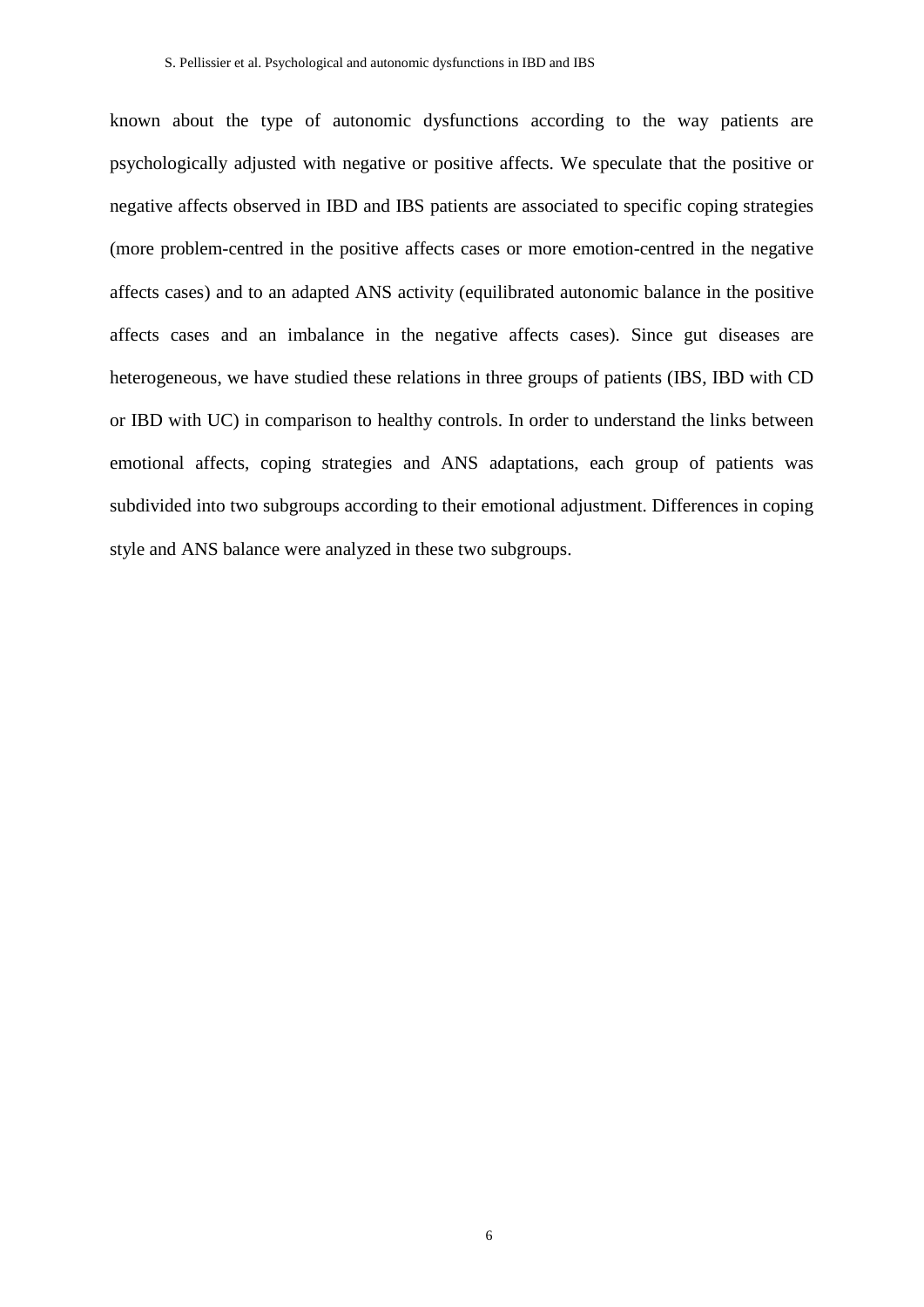known about the type of autonomic dysfunctions according to the way patients are psychologically adjusted with negative or positive affects. We speculate that the positive or negative affects observed in IBD and IBS patients are associated to specific coping strategies (more problem-centred in the positive affects cases or more emotion-centred in the negative affects cases) and to an adapted ANS activity (equilibrated autonomic balance in the positive affects cases and an imbalance in the negative affects cases). Since gut diseases are heterogeneous, we have studied these relations in three groups of patients (IBS, IBD with CD or IBD with UC) in comparison to healthy controls. In order to understand the links between emotional affects, coping strategies and ANS adaptations, each group of patients was subdivided into two subgroups according to their emotional adjustment. Differences in coping style and ANS balance were analyzed in these two subgroups.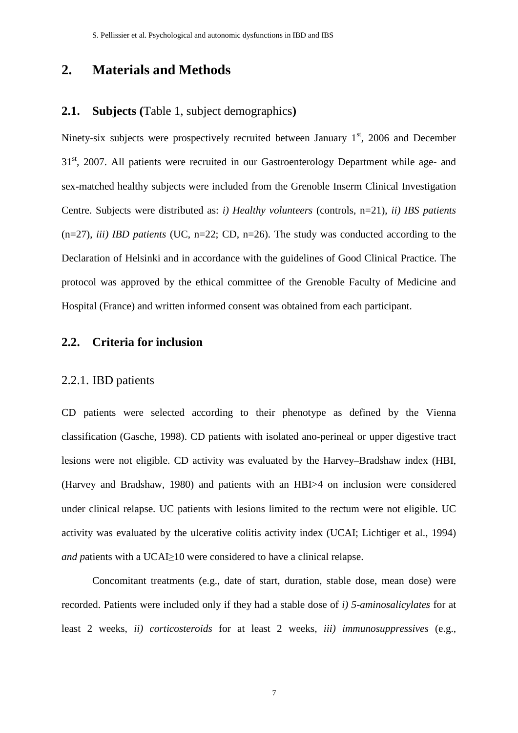## 2. Materials and Methods

### 2.1. Subjects (Table 1, subject demographics)

Ninety-six subjects were prospectively recruited between January 1st, 2006 and December 31st, 2007. All patients were recruited in our Gastroenterology Department while age- and sex-matched healthy subjects were included from the Grenoble Inserm Clinical Investigation Centre. Subjects were distributed as: *i) Healthy volunteers* (controls, n=21), *ii) IBS patients* (n=27), *iii) IBD patients* (UC, n=22; CD, n=26). The study was conducted according to the Declaration of Helsinki and in accordance with the guidelines of Good Clinical Practice. The protocol was approved by the ethical committee of the Grenoble Faculty of Medicine and Hospital (France) and written informed consent was obtained from each participant.

### 2.2. Criteria for inclusion

#### 2.2.1. IBD patients

CD patients were selected according to their phenotype as defined by the Vienna classification (Gasche, 1998). CD patients with isolated ano-perineal or upper digestive tract lesions were not eligible. CD activity was evaluated by the Harvey–Bradshaw index (HBI, (Harvey and Bradshaw, 1980) and patients with an HBI>4 on inclusion were considered under clinical relapse. UC patients with lesions limited to the rectum were not eligible. UC activity was evaluated by the ulcerative colitis activity index (UCAI; Lichtiger et al., 1994) *and p*atients with a UCAI≥10 were considered to have a clinical relapse.

Concomitant treatments (e.g., date of start, duration, stable dose, mean dose) were recorded. Patients were included only if they had a stable dose of *i) 5-aminosalicylates* for at least 2 weeks, *ii) corticosteroids* for at least 2 weeks, *iii) immunosuppressives* (e.g.,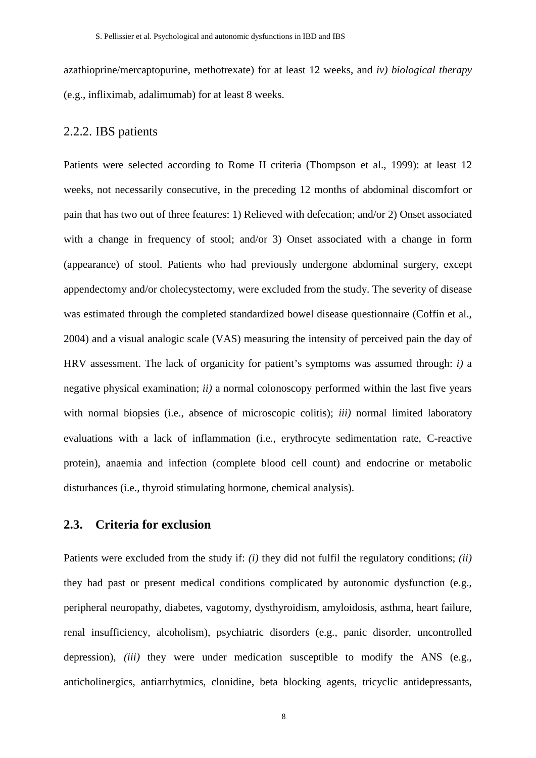azathioprine/mercaptopurine, methotrexate) for at least 12 weeks, and *iv) biological therapy* (e.g., infliximab, adalimumab) for at least 8 weeks.

### 2.2.2. IBS patients

Patients were selected according to Rome II criteria (Thompson et al., 1999): at least 12 weeks, not necessarily consecutive, in the preceding 12 months of abdominal discomfort or pain that has two out of three features: 1) Relieved with defecation; and/or 2) Onset associated with a change in frequency of stool; and/or 3) Onset associated with a change in form (appearance) of stool. Patients who had previously undergone abdominal surgery, except appendectomy and/or cholecystectomy, were excluded from the study. The severity of disease was estimated through the completed standardized bowel disease questionnaire (Coffin et al., 2004) and a visual analogic scale (VAS) measuring the intensity of perceived pain the day of HRV assessment. The lack of organicity for patient's symptoms was assumed through: *i)* a negative physical examination; *ii)* a normal colonoscopy performed within the last five years with normal biopsies (i.e., absence of microscopic colitis); *iii)* normal limited laboratory evaluations with a lack of inflammation (i.e., erythrocyte sedimentation rate, C-reactive protein), anaemia and infection (complete blood cell count) and endocrine or metabolic disturbances (i.e., thyroid stimulating hormone, chemical analysis).

## 2.3. Criteria for exclusion

Patients were excluded from the study if: *(i)* they did not fulfil the regulatory conditions; *(ii)* they had past or present medical conditions complicated by autonomic dysfunction (e.g., peripheral neuropathy, diabetes, vagotomy, dysthyroidism, amyloidosis, asthma, heart failure, renal insufficiency, alcoholism), psychiatric disorders (e.g., panic disorder, uncontrolled depression), *(iii)* they were under medication susceptible to modify the ANS (e.g., anticholinergics, antiarrhytmics, clonidine, beta blocking agents, tricyclic antidepressants,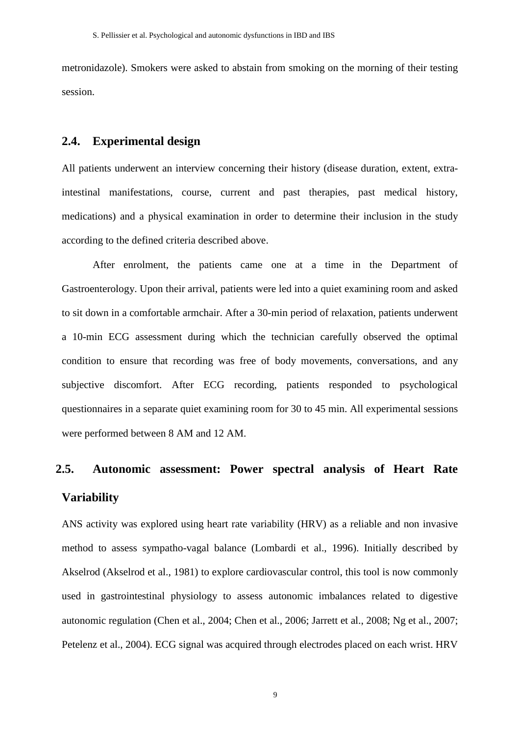metronidazole). Smokers were asked to abstain from smoking on the morning of their testing session.

## 2.4. Experimental design

All patients underwent an interview concerning their history (disease duration, extent, extra-intestinal manifestations, course, current and past therapies, past medical history, medications) and a physical examination in order to determine their inclusion in the study according to the defined criteria described above.

After enrolment, the patients came one at a time in the Department of Gastroenterology. Upon their arrival, patients were led into a quiet examining room and asked to sit down in a comfortable armchair. After a 30-min period of relaxation, patients underwent a 10-min ECG assessment during which the technician carefully observed the optimal condition to ensure that recording was free of body movements, conversations, and any subjective discomfort. After ECG recording, patients responded to psychological questionnaires in a separate quiet examining room for 30 to 45 min. All experimental sessions were performed between 8 AM and 12 AM.

## 2.5. Autonomic assessment: Power spectral analysis of Heart Rate Variability

ANS activity was explored using heart rate variability (HRV) as a reliable and non invasive method to assess sympatho-vagal balance (Lombardi et al., 1996). Initially described by Akselrod (Akselrod et al., 1981) to explore cardiovascular control, this tool is now commonly used in gastrointestinal physiology to assess autonomic imbalances related to digestive autonomic regulation (Chen et al., 2004; Chen et al., 2006; Jarrett et al., 2008; Ng et al., 2007; Petelenz et al., 2004). ECG signal was acquired through electrodes placed on each wrist. HRV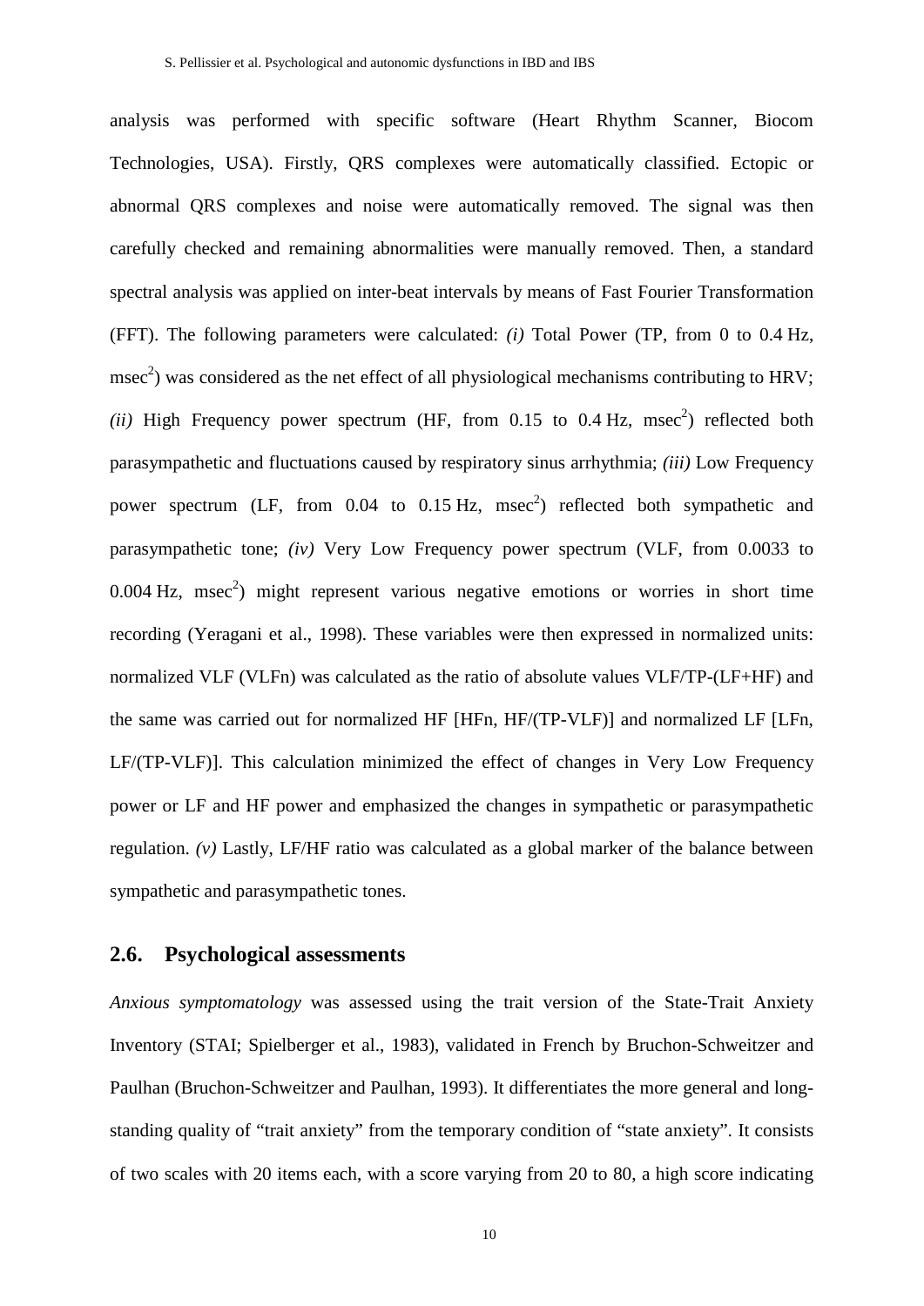analysis was performed with specific software (Heart Rhythm Scanner, Biocom Technologies, USA). Firstly, QRS complexes were automatically classified. Ectopic or abnormal QRS complexes and noise were automatically removed. The signal was then carefully checked and remaining abnormalities were manually removed. Then, a standard spectral analysis was applied on inter-beat intervals by means of Fast Fourier Transformation (FFT). The following parameters were calculated: *(i)* Total Power (TP, from 0 to 0.4 Hz, $msec^2$) was considered as the net effect of all physiological mechanisms contributing to HRV; *(ii)* High Frequency power spectrum (HF, from 0.15 to 0.4 Hz, $msec^2$) reflected both parasympathetic and fluctuations caused by respiratory sinus arrhythmia; *(iii)* Low Frequency power spectrum (LF, from 0.04 to 0.15 Hz, $msec^2$) reflected both sympathetic and parasympathetic tone; *(iv)* Very Low Frequency power spectrum (VLF, from 0.0033 to 0.004 Hz, $msec^2$) might represent various negative emotions or worries in short time recording (Yeragani et al., 1998). These variables were then expressed in normalized units: normalized VLF (VLFn) was calculated as the ratio of absolute values VLF/TP-(LF+HF) and the same was carried out for normalized HF [HFn, HF/(TP-VLF)] and normalized LF [LFn, LF/(TP-VLF)]. This calculation minimized the effect of changes in Very Low Frequency power or LF and HF power and emphasized the changes in sympathetic or parasympathetic regulation. *(v)* Lastly, LF/HF ratio was calculated as a global marker of the balance between sympathetic and parasympathetic tones.

## 2.6. Psychological assessments

*Anxious symptomatology* was assessed using the trait version of the State-Trait Anxiety Inventory (STAI; Spielberger et al., 1983), validated in French by Bruchon-Schweitzer and Paulhan (Bruchon-Schweitzer and Paulhan, 1993). It differentiates the more general and long-standing quality of "trait anxiety" from the temporary condition of "state anxiety". It consists of two scales with 20 items each, with a score varying from 20 to 80, a high score indicating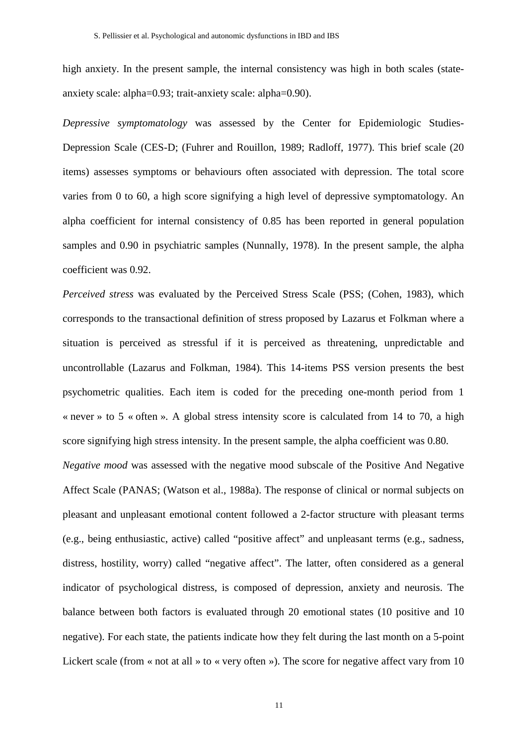high anxiety. In the present sample, the internal consistency was high in both scales (state-anxiety scale: alpha=0.93; trait-anxiety scale: alpha=0.90).

*Depressive symptomatology* was assessed by the Center for Epidemiologic Studies-Depression Scale (CES-D; (Fuhrer and Rouillon, 1989; Radloff, 1977). This brief scale (20 items) assesses symptoms or behaviours often associated with depression. The total score varies from 0 to 60, a high score signifying a high level of depressive symptomatology. An alpha coefficient for internal consistency of 0.85 has been reported in general population samples and 0.90 in psychiatric samples (Nunnally, 1978). In the present sample, the alpha coefficient was 0.92.

*Perceived stress* was evaluated by the Perceived Stress Scale (PSS; (Cohen, 1983), which corresponds to the transactional definition of stress proposed by Lazarus et Folkman where a situation is perceived as stressful if it is perceived as threatening, unpredictable and uncontrollable (Lazarus and Folkman, 1984). This 14-items PSS version presents the best psychometric qualities. Each item is coded for the preceding one-month period from 1 « never » to 5 « often ». A global stress intensity score is calculated from 14 to 70, a high score signifying high stress intensity. In the present sample, the alpha coefficient was 0.80.

*Negative mood* was assessed with the negative mood subscale of the Positive And Negative Affect Scale (PANAS; (Watson et al., 1988a). The response of clinical or normal subjects on pleasant and unpleasant emotional content followed a 2-factor structure with pleasant terms (e.g., being enthusiastic, active) called "positive affect" and unpleasant terms (e.g., sadness, distress, hostility, worry) called "negative affect". The latter, often considered as a general indicator of psychological distress, is composed of depression, anxiety and neurosis. The balance between both factors is evaluated through 20 emotional states (10 positive and 10 negative). For each state, the patients indicate how they felt during the last month on a 5-point Lickert scale (from « not at all » to « very often »). The score for negative affect vary from 10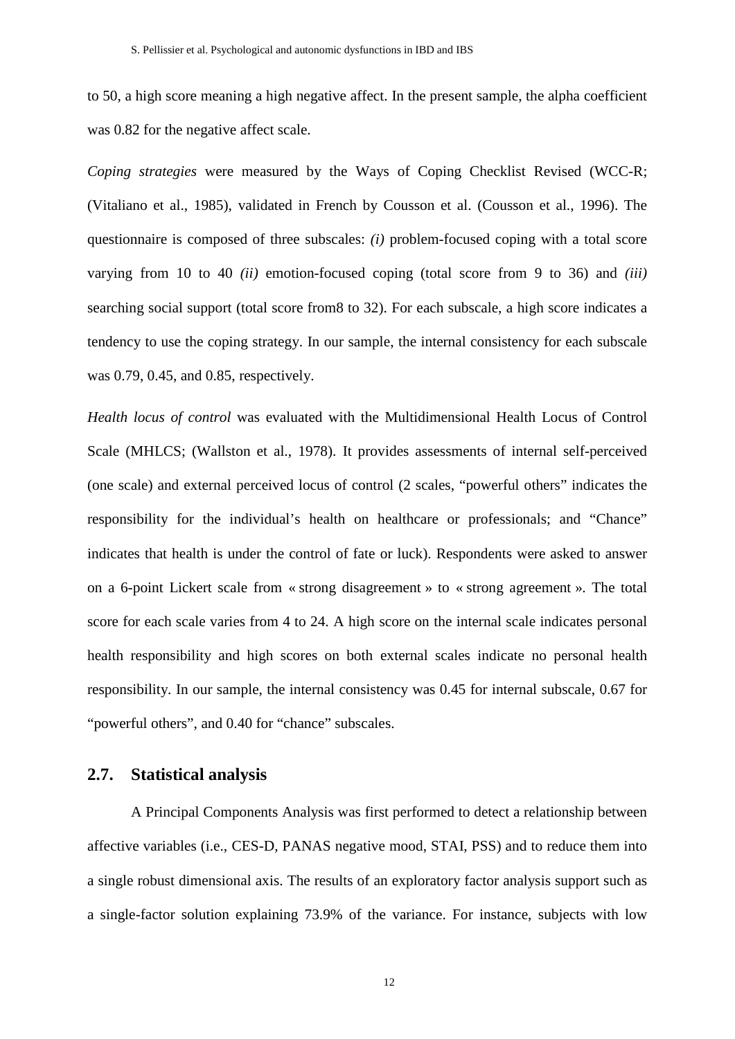to 50, a high score meaning a high negative affect. In the present sample, the alpha coefficient was 0.82 for the negative affect scale.

*Coping strategies* were measured by the Ways of Coping Checklist Revised (WCC-R; (Vitaliano et al., 1985), validated in French by Cousson et al. (Cousson et al., 1996). The questionnaire is composed of three subscales: *(i)* problem-focused coping with a total score varying from 10 to 40 *(ii)* emotion-focused coping (total score from 9 to 36) and *(iii)* searching social support (total score from8 to 32). For each subscale, a high score indicates a tendency to use the coping strategy. In our sample, the internal consistency for each subscale was 0.79, 0.45, and 0.85, respectively.

*Health locus of control* was evaluated with the Multidimensional Health Locus of Control Scale (MHLCS; (Wallston et al., 1978). It provides assessments of internal self-perceived (one scale) and external perceived locus of control (2 scales, "powerful others" indicates the responsibility for the individual's health on healthcare or professionals; and "Chance" indicates that health is under the control of fate or luck). Respondents were asked to answer on a 6-point Lickert scale from « strong disagreement » to « strong agreement ». The total score for each scale varies from 4 to 24. A high score on the internal scale indicates personal health responsibility and high scores on both external scales indicate no personal health responsibility. In our sample, the internal consistency was 0.45 for internal subscale, 0.67 for "powerful others", and 0.40 for "chance" subscales.

## 2.7. Statistical analysis

A Principal Components Analysis was first performed to detect a relationship between affective variables (i.e., CES-D, PANAS negative mood, STAI, PSS) and to reduce them into a single robust dimensional axis. The results of an exploratory factor analysis support such as a single-factor solution explaining 73.9% of the variance. For instance, subjects with low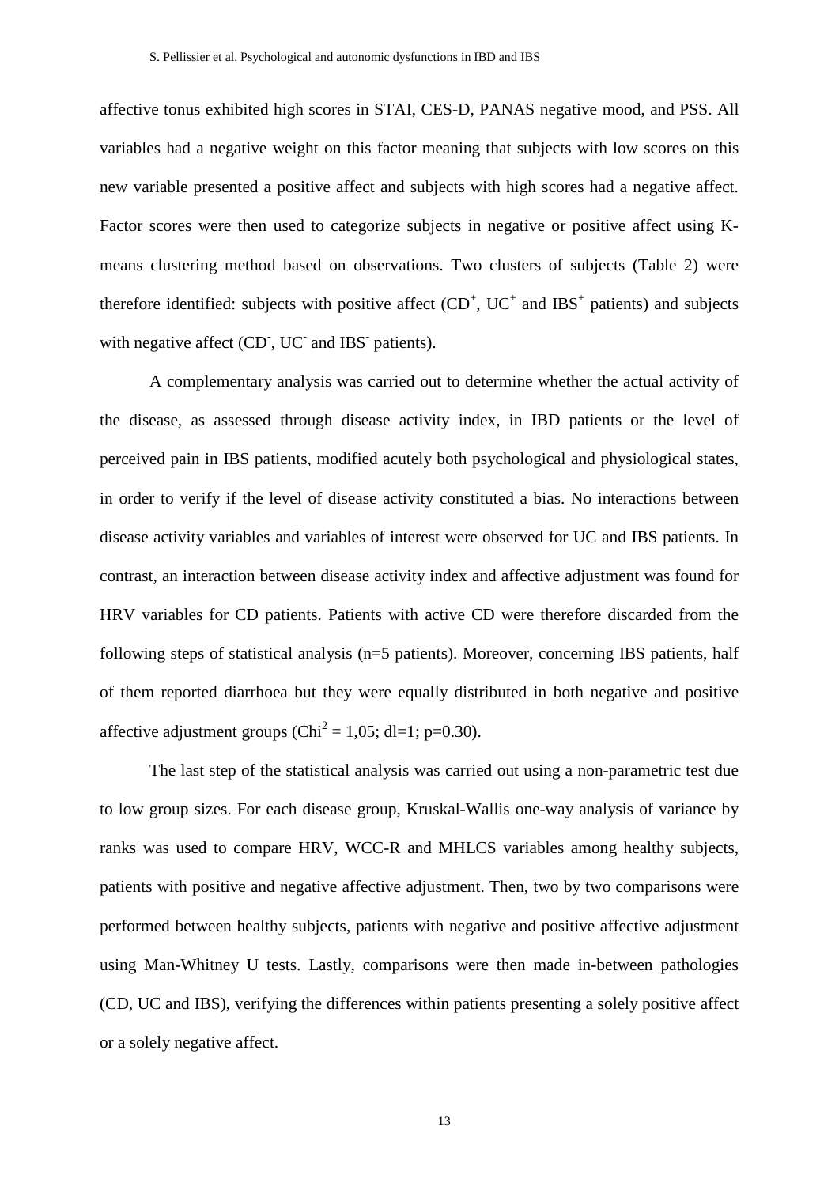affective tonus exhibited high scores in STAI, CES-D, PANAS negative mood, and PSS. All variables had a negative weight on this factor meaning that subjects with low scores on this new variable presented a positive affect and subjects with high scores had a negative affect. Factor scores were then used to categorize subjects in negative or positive affect using K-means clustering method based on observations. Two clusters of subjects (Table 2) were therefore identified: subjects with positive affect ($CD^+$, $UC^+$ and $IBS^+$ patients) and subjects with negative affect ($CD^-$, $UC^-$ and $IBS^-$ patients).

A complementary analysis was carried out to determine whether the actual activity of the disease, as assessed through disease activity index, in IBD patients or the level of perceived pain in IBS patients, modified acutely both psychological and physiological states, in order to verify if the level of disease activity constituted a bias. No interactions between disease activity variables and variables of interest were observed for UC and IBS patients. In contrast, an interaction between disease activity index and affective adjustment was found for HRV variables for CD patients. Patients with active CD were therefore discarded from the following steps of statistical analysis (n=5 patients). Moreover, concerning IBS patients, half of them reported diarrhoea but they were equally distributed in both negative and positive affective adjustment groups ($Chi^2 = 1{,}05$; dl=1; p=0.30).

The last step of the statistical analysis was carried out using a non-parametric test due to low group sizes. For each disease group, Kruskal-Wallis one-way analysis of variance by ranks was used to compare HRV, WCC-R and MHLCS variables among healthy subjects, patients with positive and negative affective adjustment. Then, two by two comparisons were performed between healthy subjects, patients with negative and positive affective adjustment using Man-Whitney U tests. Lastly, comparisons were then made in-between pathologies (CD, UC and IBS), verifying the differences within patients presenting a solely positive affect or a solely negative affect.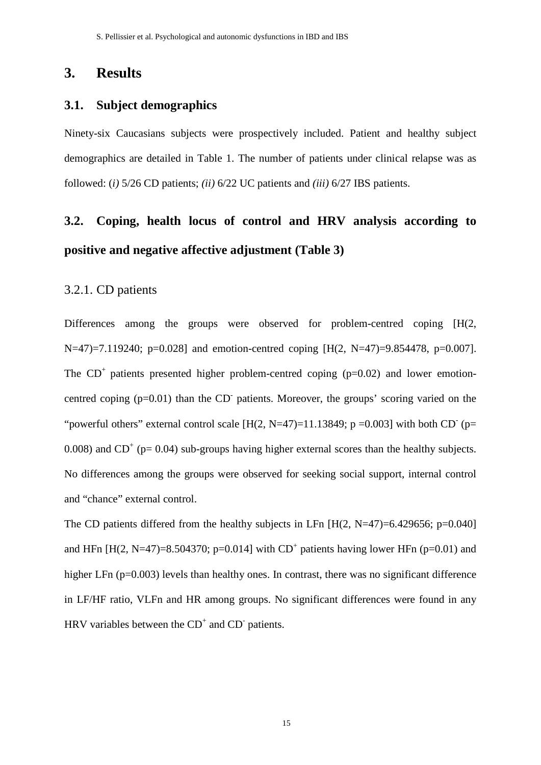# 3. Results

## 3.1. Subject demographics

Ninety-six Caucasians subjects were prospectively included. Patient and healthy subject demographics are detailed in Table 1. The number of patients under clinical relapse was as followed: *(i)* 5/26 CD patients; *(ii)* 6/22 UC patients and *(iii)* 6/27 IBS patients.

## 3.2. Coping, health locus of control and HRV analysis according to positive and negative affective adjustment (Table 3)

### 3.2.1. CD patients

Differences among the groups were observed for problem-centred coping [$H(2, N=47)=7.119240$; $p=0.028$] and emotion-centred coping [$H(2, N=47)=9.854478$, $p=0.007$]. The $CD^+$ patients presented higher problem-centred coping ($p=0.02$) and lower emotion-centred coping ($p=0.01$) than the $CD^-$ patients. Moreover, the groups' scoring varied on the "powerful others" external control scale [$H(2, N=47)=11.13849$; $p=0.003$] with both $CD^-$ ($p=0.008$) and $CD^+$ ($p=0.04$) sub-groups having higher external scores than the healthy subjects. No differences among the groups were observed for seeking social support, internal control and "chance" external control.

The CD patients differed from the healthy subjects in LFn [$H(2, N=47)=6.429656$; $p=0.040$] and HFn [$H(2, N=47)=8.504370$; $p=0.014$] with $CD^+$ patients having lower HFn ($p=0.01$) and higher LFn ($p=0.003$) levels than healthy ones. In contrast, there was no significant difference in LF/HF ratio, VLFn and HR among groups. No significant differences were found in any HRV variables between the $CD^+$ and $CD^-$ patients.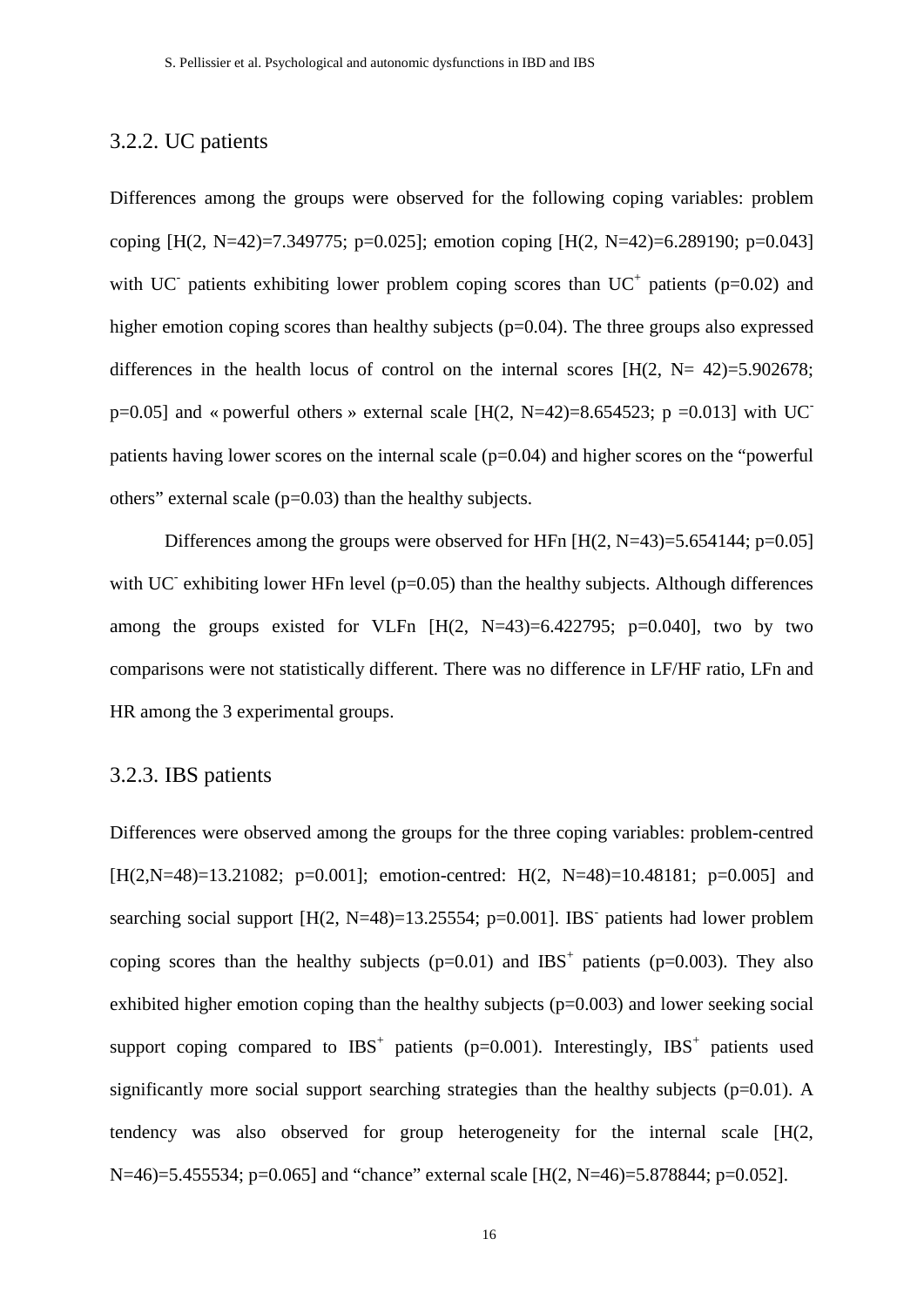### 3.2.2. UC patients

Differences among the groups were observed for the following coping variables: problem coping [$H(2, N=42)=7.349775$; $p=0.025$]; emotion coping [$H(2, N=42)=6.289190$; $p=0.043$] with $UC^-$ patients exhibiting lower problem coping scores than $UC^+$ patients ($p=0.02$) and higher emotion coping scores than healthy subjects ($p=0.04$). The three groups also expressed differences in the health locus of control on the internal scores [$H(2, N= 42)=5.902678$; $p=0.05$] and « powerful others » external scale [$H(2, N=42)=8.654523$; $p =0.013$] with $UC^-$ patients having lower scores on the internal scale ($p=0.04$) and higher scores on the "powerful others" external scale ($p=0.03$) than the healthy subjects.

Differences among the groups were observed for HFn [$H(2, N=43)=5.654144$; $p=0.05$] with $UC^-$ exhibiting lower HFn level ($p=0.05$) than the healthy subjects. Although differences among the groups existed for VLFn [$H(2, N=43)=6.422795$; $p=0.040$], two by two comparisons were not statistically different. There was no difference in LF/HF ratio, LFn and HR among the 3 experimental groups.

### 3.2.3. IBS patients

Differences were observed among the groups for the three coping variables: problem-centred [$H(2,N=48)=13.21082$; $p=0.001$]; emotion-centred: $H(2, N=48)=10.48181$; $p=0.005$] and searching social support [$H(2, N=48)=13.25554$; $p=0.001$]. $IBS^-$ patients had lower problem coping scores than the healthy subjects ($p=0.01$) and $IBS^+$ patients ($p=0.003$). They also exhibited higher emotion coping than the healthy subjects ($p=0.003$) and lower seeking social support coping compared to $IBS^+$ patients ($p=0.001$). Interestingly, $IBS^+$ patients used significantly more social support searching strategies than the healthy subjects ($p=0.01$). A tendency was also observed for group heterogeneity for the internal scale [$H(2, N=46)=5.455534$; $p=0.065$] and "chance" external scale [$H(2, N=46)=5.878844$; $p=0.052$].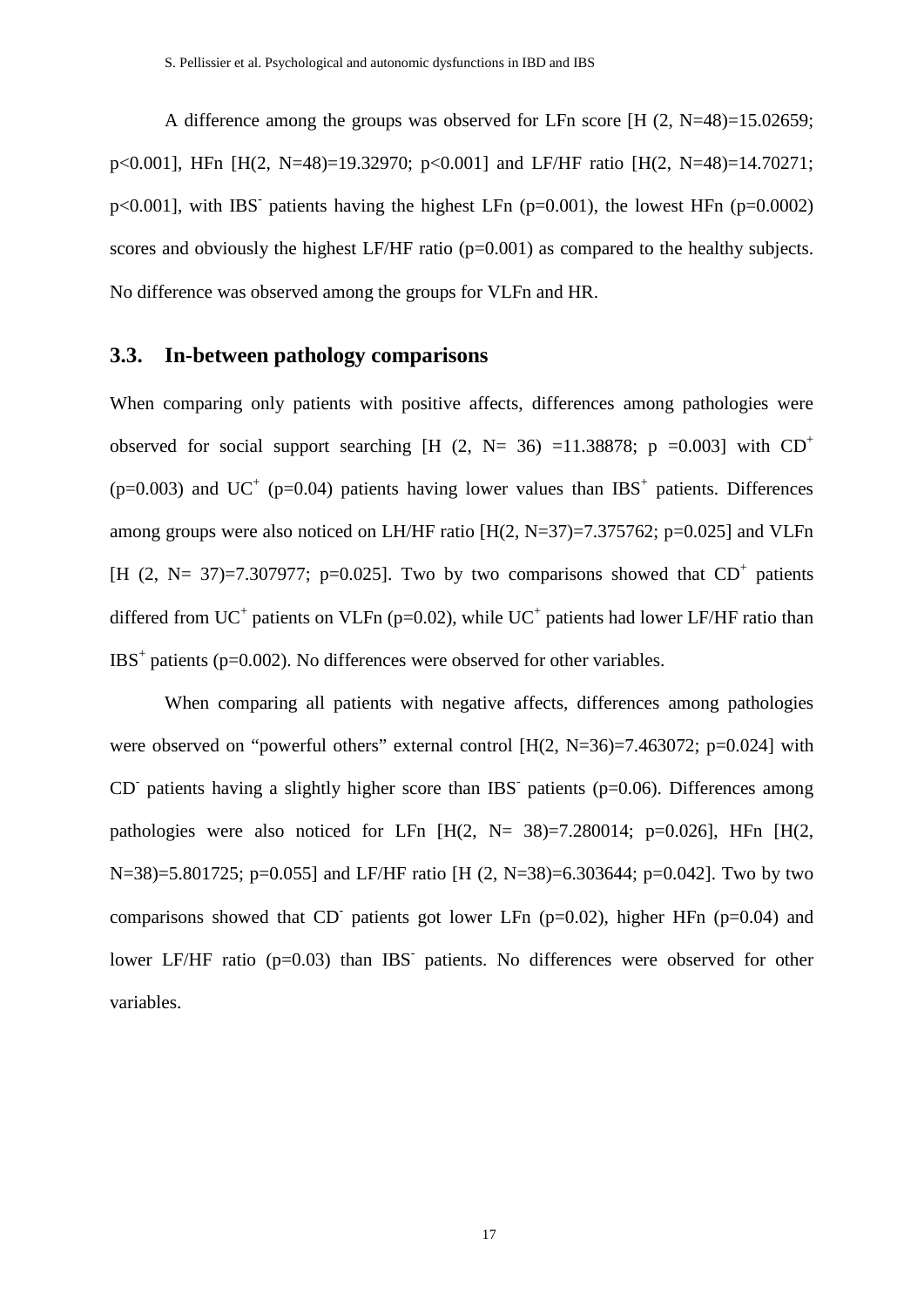A difference among the groups was observed for LFn score [H (2, N=48)=15.02659; p<0.001], HFn [H(2, N=48)=19.32970; p<0.001] and LF/HF ratio [H(2, N=48)=14.70271; p<0.001], with $IBS^-$ patients having the highest LFn (p=0.001), the lowest HFn (p=0.0002) scores and obviously the highest LF/HF ratio (p=0.001) as compared to the healthy subjects. No difference was observed among the groups for VLFn and HR.

## 3.3. In-between pathology comparisons

When comparing only patients with positive affects, differences among pathologies were observed for social support searching [H (2, N= 36) =11.38878; p =0.003] with $CD^+$ (p=0.003) and $UC^+$ (p=0.04) patients having lower values than $IBS^+$ patients. Differences among groups were also noticed on LH/HF ratio [H(2, N=37)=7.375762; p=0.025] and VLFn [H (2, N= 37)=7.307977; p=0.025]. Two by two comparisons showed that $CD^+$ patients differed from $UC^+$ patients on VLFn (p=0.02), while $UC^+$ patients had lower LF/HF ratio than $IBS^+$ patients (p=0.002). No differences were observed for other variables.

When comparing all patients with negative affects, differences among pathologies were observed on "powerful others" external control [H(2, N=36)=7.463072; p=0.024] with $CD^-$ patients having a slightly higher score than $IBS^-$ patients (p=0.06). Differences among pathologies were also noticed for LFn [H(2, N= 38)=7.280014; p=0.026], HFn [H(2, N=38)=5.801725; p=0.055] and LF/HF ratio [H (2, N=38)=6.303644; p=0.042]. Two by two comparisons showed that $CD^-$ patients got lower LFn (p=0.02), higher HFn (p=0.04) and lower LF/HF ratio (p=0.03) than $IBS^-$ patients. No differences were observed for other variables.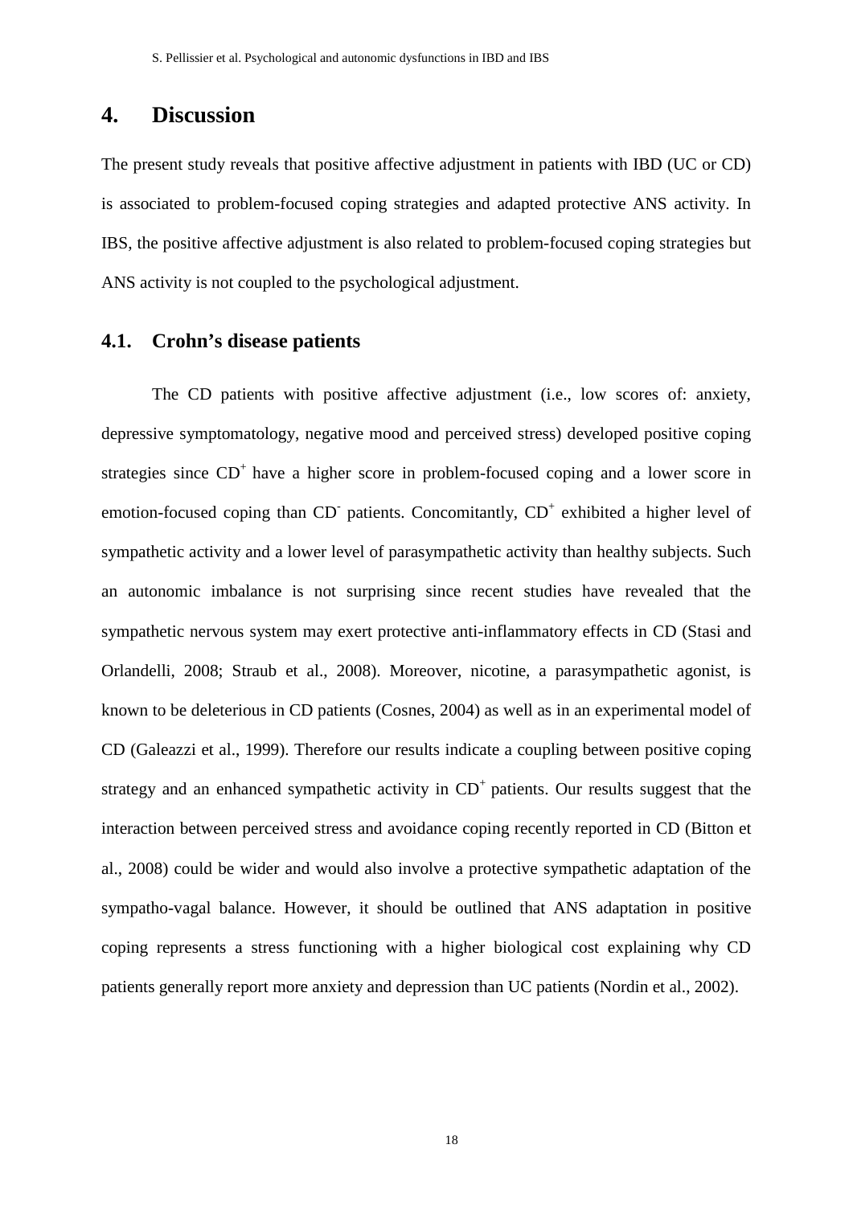# 4. Discussion

The present study reveals that positive affective adjustment in patients with IBD (UC or CD) is associated to problem-focused coping strategies and adapted protective ANS activity. In IBS, the positive affective adjustment is also related to problem-focused coping strategies but ANS activity is not coupled to the psychological adjustment.

## 4.1. Crohn's disease patients

The CD patients with positive affective adjustment (i.e., low scores of: anxiety, depressive symptomatology, negative mood and perceived stress) developed positive coping strategies since $CD^+$ have a higher score in problem-focused coping and a lower score in emotion-focused coping than $CD^-$ patients. Concomitantly, $CD^+$ exhibited a higher level of sympathetic activity and a lower level of parasympathetic activity than healthy subjects. Such an autonomic imbalance is not surprising since recent studies have revealed that the sympathetic nervous system may exert protective anti-inflammatory effects in CD (Stasi and Orlandelli, 2008; Straub et al., 2008). Moreover, nicotine, a parasympathetic agonist, is known to be deleterious in CD patients (Cosnes, 2004) as well as in an experimental model of CD (Galeazzi et al., 1999). Therefore our results indicate a coupling between positive coping strategy and an enhanced sympathetic activity in $CD^+$ patients. Our results suggest that the interaction between perceived stress and avoidance coping recently reported in CD (Bitton et al., 2008) could be wider and would also involve a protective sympathetic adaptation of the sympatho-vagal balance. However, it should be outlined that ANS adaptation in positive coping represents a stress functioning with a higher biological cost explaining why CD patients generally report more anxiety and depression than UC patients (Nordin et al., 2002).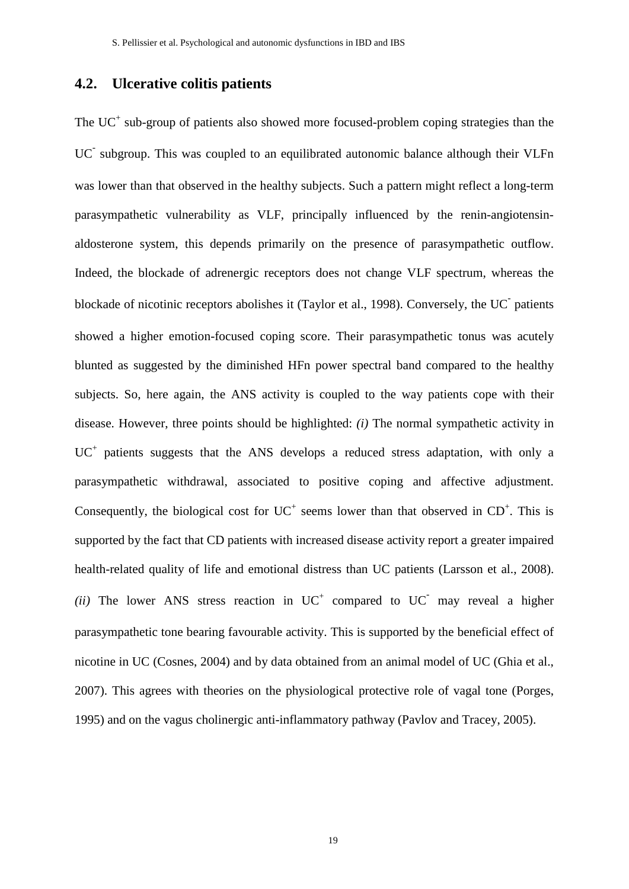## 4.2. Ulcerative colitis patients

The $UC^+$ sub-group of patients also showed more focused-problem coping strategies than the $UC^-$ subgroup. This was coupled to an equilibrated autonomic balance although their VLFn was lower than that observed in the healthy subjects. Such a pattern might reflect a long-term parasympathetic vulnerability as VLF, principally influenced by the renin-angiotensin-aldosterone system, this depends primarily on the presence of parasympathetic outflow. Indeed, the blockade of adrenergic receptors does not change VLF spectrum, whereas the blockade of nicotinic receptors abolishes it (Taylor et al., 1998). Conversely, the $UC^-$ patients showed a higher emotion-focused coping score. Their parasympathetic tonus was acutely blunted as suggested by the diminished HFn power spectral band compared to the healthy subjects. So, here again, the ANS activity is coupled to the way patients cope with their disease. However, three points should be highlighted: *(i)* The normal sympathetic activity in $UC^+$ patients suggests that the ANS develops a reduced stress adaptation, with only a parasympathetic withdrawal, associated to positive coping and affective adjustment. Consequently, the biological cost for $UC^+$ seems lower than that observed in $CD^+$. This is supported by the fact that CD patients with increased disease activity report a greater impaired health-related quality of life and emotional distress than UC patients (Larsson et al., 2008). *(ii)* The lower ANS stress reaction in $UC^+$ compared to $UC^-$ may reveal a higher parasympathetic tone bearing favourable activity. This is supported by the beneficial effect of nicotine in UC (Cosnes, 2004) and by data obtained from an animal model of UC (Ghia et al., 2007). This agrees with theories on the physiological protective role of vagal tone (Porges, 1995) and on the vagus cholinergic anti-inflammatory pathway (Pavlov and Tracey, 2005).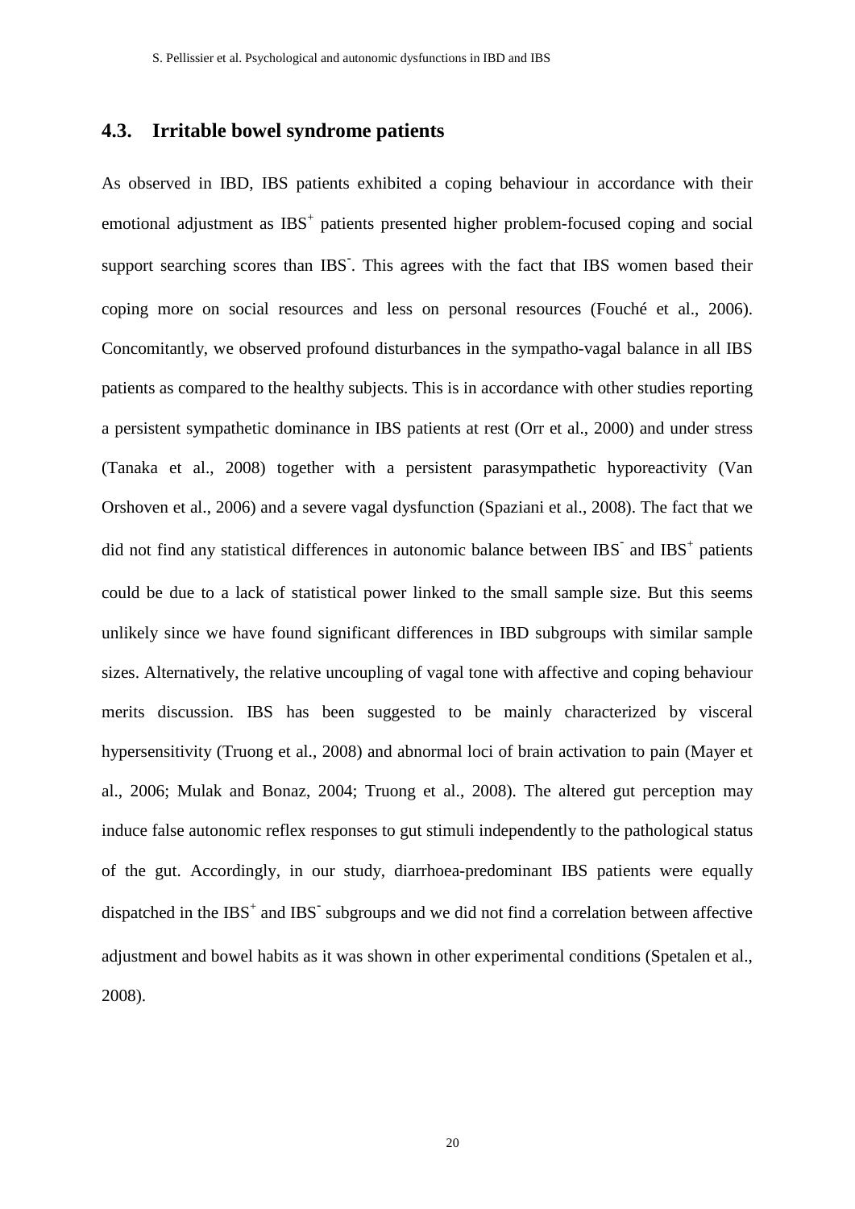## 4.3. Irritable bowel syndrome patients

As observed in IBD, IBS patients exhibited a coping behaviour in accordance with their emotional adjustment as $IBS^+$ patients presented higher problem-focused coping and social support searching scores than $IBS^-$. This agrees with the fact that IBS women based their coping more on social resources and less on personal resources (Fouché et al., 2006). Concomitantly, we observed profound disturbances in the sympatho-vagal balance in all IBS patients as compared to the healthy subjects. This is in accordance with other studies reporting a persistent sympathetic dominance in IBS patients at rest (Orr et al., 2000) and under stress (Tanaka et al., 2008) together with a persistent parasympathetic hyporeactivity (Van Orshoven et al., 2006) and a severe vagal dysfunction (Spaziani et al., 2008). The fact that we did not find any statistical differences in autonomic balance between $IBS^-$ and $IBS^+$ patients could be due to a lack of statistical power linked to the small sample size. But this seems unlikely since we have found significant differences in IBD subgroups with similar sample sizes. Alternatively, the relative uncoupling of vagal tone with affective and coping behaviour merits discussion. IBS has been suggested to be mainly characterized by visceral hypersensitivity (Truong et al., 2008) and abnormal loci of brain activation to pain (Mayer et al., 2006; Mulak and Bonaz, 2004; Truong et al., 2008). The altered gut perception may induce false autonomic reflex responses to gut stimuli independently to the pathological status of the gut. Accordingly, in our study, diarrhoea-predominant IBS patients were equally dispatched in the $IBS^+$ and $IBS^-$ subgroups and we did not find a correlation between affective adjustment and bowel habits as it was shown in other experimental conditions (Spetalen et al., 2008).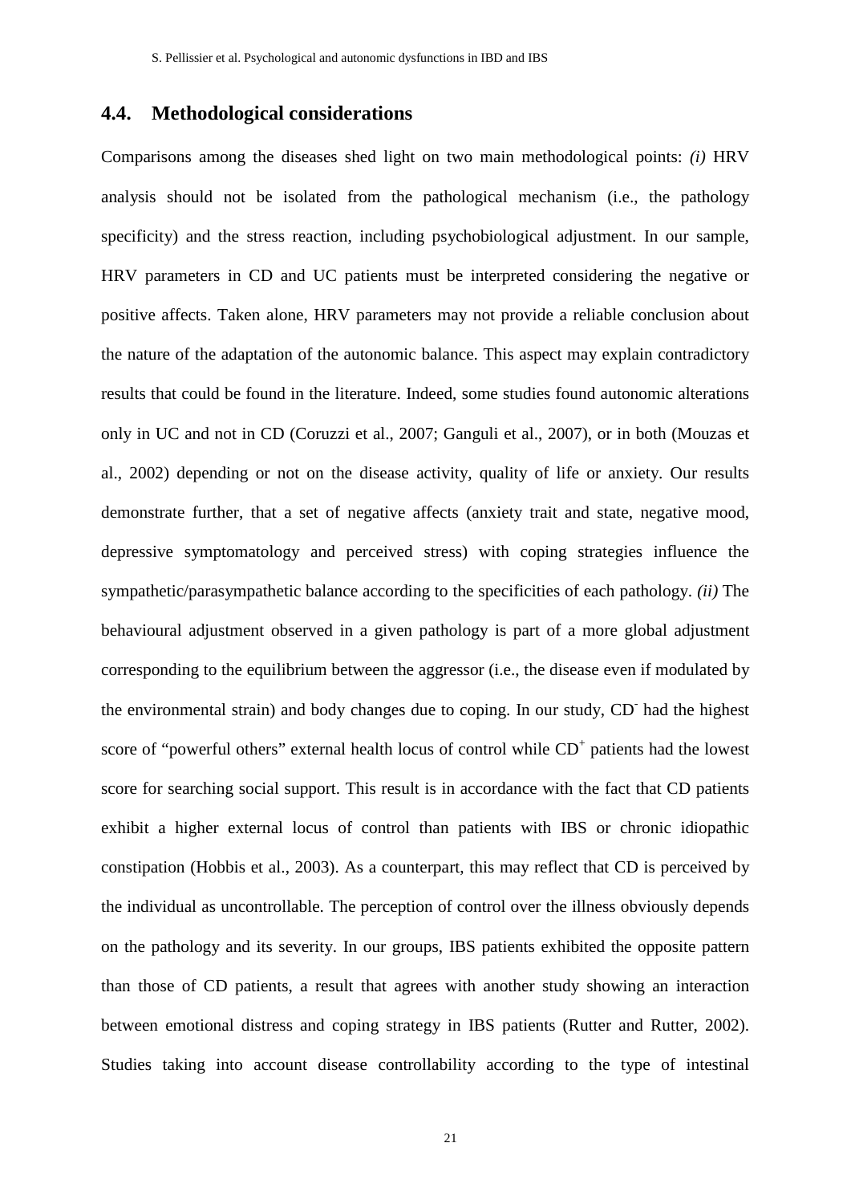## 4.4. Methodological considerations

Comparisons among the diseases shed light on two main methodological points: *(i)* HRV analysis should not be isolated from the pathological mechanism (i.e., the pathology specificity) and the stress reaction, including psychobiological adjustment. In our sample, HRV parameters in CD and UC patients must be interpreted considering the negative or positive affects. Taken alone, HRV parameters may not provide a reliable conclusion about the nature of the adaptation of the autonomic balance. This aspect may explain contradictory results that could be found in the literature. Indeed, some studies found autonomic alterations only in UC and not in CD (Coruzzi et al., 2007; Ganguli et al., 2007), or in both (Mouzas et al., 2002) depending or not on the disease activity, quality of life or anxiety. Our results demonstrate further, that a set of negative affects (anxiety trait and state, negative mood, depressive symptomatology and perceived stress) with coping strategies influence the sympathetic/parasympathetic balance according to the specificities of each pathology. *(ii)* The behavioural adjustment observed in a given pathology is part of a more global adjustment corresponding to the equilibrium between the aggressor (i.e., the disease even if modulated by the environmental strain) and body changes due to coping. In our study, $CD^-$ had the highest score of "powerful others" external health locus of control while $CD^+$ patients had the lowest score for searching social support. This result is in accordance with the fact that CD patients exhibit a higher external locus of control than patients with IBS or chronic idiopathic constipation (Hobbis et al., 2003). As a counterpart, this may reflect that CD is perceived by the individual as uncontrollable. The perception of control over the illness obviously depends on the pathology and its severity. In our groups, IBS patients exhibited the opposite pattern than those of CD patients, a result that agrees with another study showing an interaction between emotional distress and coping strategy in IBS patients (Rutter and Rutter, 2002). Studies taking into account disease controllability according to the type of intestinal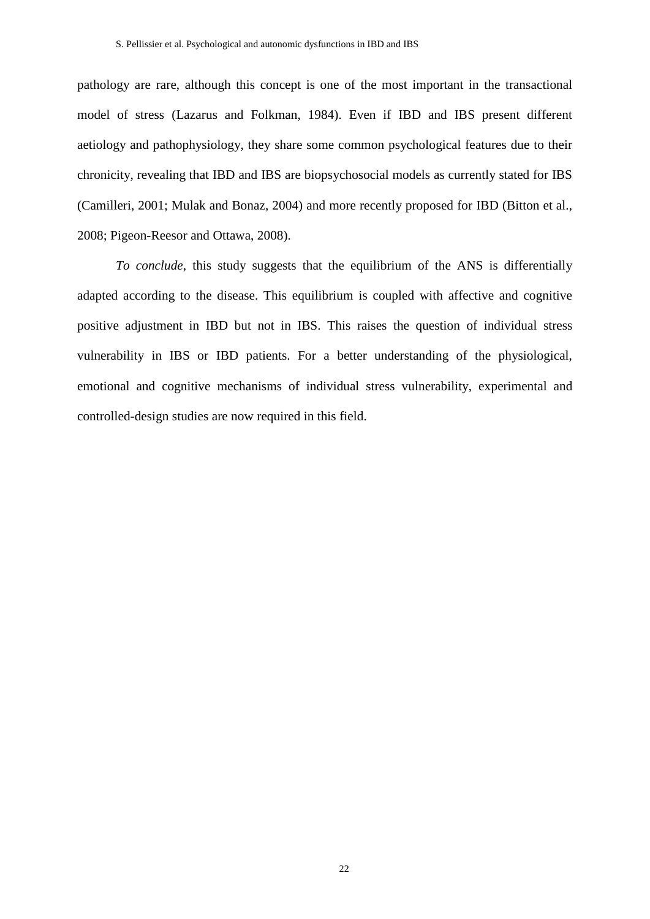pathology are rare, although this concept is one of the most important in the transactional model of stress (Lazarus and Folkman, 1984). Even if IBD and IBS present different aetiology and pathophysiology, they share some common psychological features due to their chronicity, revealing that IBD and IBS are biopsychosocial models as currently stated for IBS (Camilleri, 2001; Mulak and Bonaz, 2004) and more recently proposed for IBD (Bitton et al., 2008; Pigeon-Reesor and Ottawa, 2008).

*To conclude*, this study suggests that the equilibrium of the ANS is differentially adapted according to the disease. This equilibrium is coupled with affective and cognitive positive adjustment in IBD but not in IBS. This raises the question of individual stress vulnerability in IBS or IBD patients. For a better understanding of the physiological, emotional and cognitive mechanisms of individual stress vulnerability, experimental and controlled-design studies are now required in this field.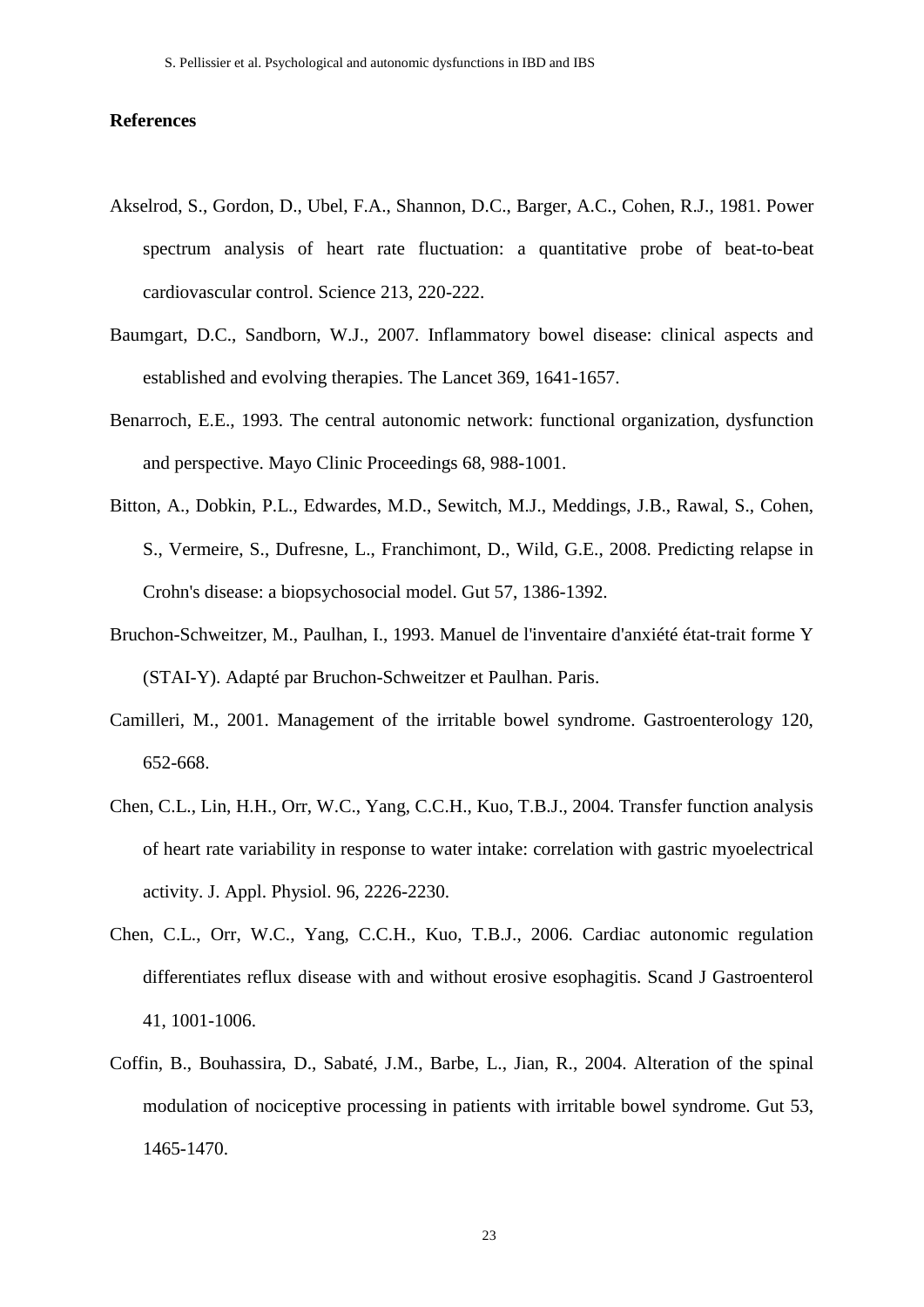## References

Akselrod, S., Gordon, D., Ubel, F.A., Shannon, D.C., Barger, A.C., Cohen, R.J., 1981. Power spectrum analysis of heart rate fluctuation: a quantitative probe of beat-to-beat cardiovascular control. Science 213, 220-222.

Baumgart, D.C., Sandborn, W.J., 2007. Inflammatory bowel disease: clinical aspects and established and evolving therapies. The Lancet 369, 1641-1657.

Benarroch, E.E., 1993. The central autonomic network: functional organization, dysfunction and perspective. Mayo Clinic Proceedings 68, 988-1001.

Bitton, A., Dobkin, P.L., Edwardes, M.D., Sewitch, M.J., Meddings, J.B., Rawal, S., Cohen, S., Vermeire, S., Dufresne, L., Franchimont, D., Wild, G.E., 2008. Predicting relapse in Crohn's disease: a biopsychosocial model. Gut 57, 1386-1392.

Bruchon-Schweitzer, M., Paulhan, I., 1993. Manuel de l'inventaire d'anxiété état-trait forme Y (STAI-Y). Adapté par Bruchon-Schweitzer et Paulhan. Paris.

Camilleri, M., 2001. Management of the irritable bowel syndrome. Gastroenterology 120, 652-668.

Chen, C.L., Lin, H.H., Orr, W.C., Yang, C.C.H., Kuo, T.B.J., 2004. Transfer function analysis of heart rate variability in response to water intake: correlation with gastric myoelectrical activity. J. Appl. Physiol. 96, 2226-2230.

Chen, C.L., Orr, W.C., Yang, C.C.H., Kuo, T.B.J., 2006. Cardiac autonomic regulation differentiates reflux disease with and without erosive esophagitis. Scand J Gastroenterol 41, 1001-1006.

Coffin, B., Bouhassira, D., Sabaté, J.M., Barbe, L., Jian, R., 2004. Alteration of the spinal modulation of nociceptive processing in patients with irritable bowel syndrome. Gut 53, 1465-1470.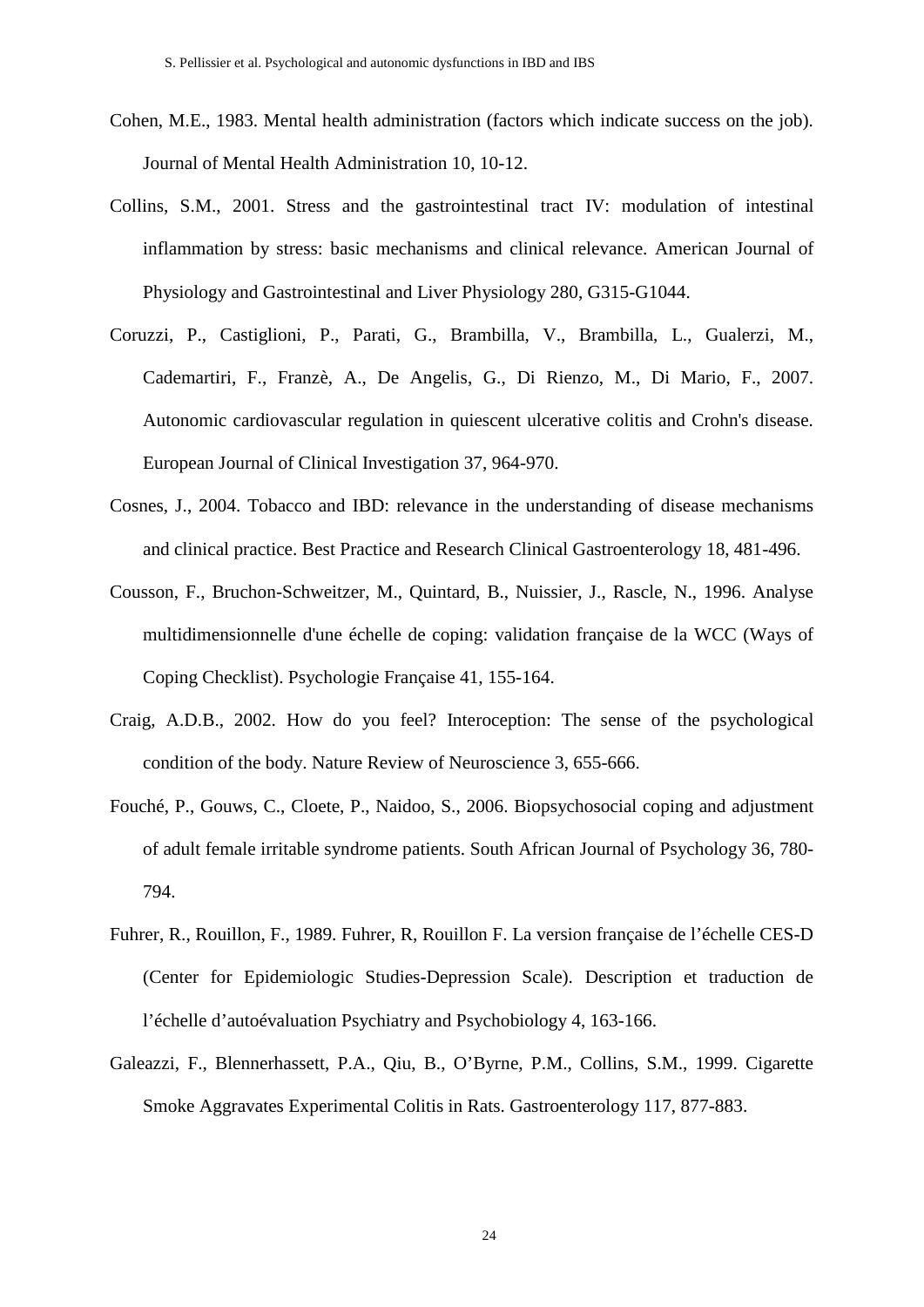Cohen, M.E., 1983. Mental health administration (factors which indicate success on the job). Journal of Mental Health Administration 10, 10-12.

Collins, S.M., 2001. Stress and the gastrointestinal tract IV: modulation of intestinal inflammation by stress: basic mechanisms and clinical relevance. American Journal of Physiology and Gastrointestinal and Liver Physiology 280, G315-G1044.

Coruzzi, P., Castiglioni, P., Parati, G., Brambilla, V., Brambilla, L., Gualerzi, M., Cademartiri, F., Franzè, A., De Angelis, G., Di Rienzo, M., Di Mario, F., 2007. Autonomic cardiovascular regulation in quiescent ulcerative colitis and Crohn's disease. European Journal of Clinical Investigation 37, 964-970.

Cosnes, J., 2004. Tobacco and IBD: relevance in the understanding of disease mechanisms and clinical practice. Best Practice and Research Clinical Gastroenterology 18, 481-496.

Cousson, F., Bruchon-Schweitzer, M., Quintard, B., Nuissier, J., Rascle, N., 1996. Analyse multidimensionnelle d'une échelle de coping: validation française de la WCC (Ways of Coping Checklist). Psychologie Française 41, 155-164.

Craig, A.D.B., 2002. How do you feel? Interoception: The sense of the psychological condition of the body. Nature Review of Neuroscience 3, 655-666.

Fouché, P., Gouws, C., Cloete, P., Naidoo, S., 2006. Biopsychosocial coping and adjustment of adult female irritable syndrome patients. South African Journal of Psychology 36, 780-794.

Fuhrer, R., Rouillon, F., 1989. Fuhrer, R, Rouillon F. La version française de l'échelle CES-D (Center for Epidemiologic Studies-Depression Scale). Description et traduction de l'échelle d'autoévaluation Psychiatry and Psychobiology 4, 163-166.

Galeazzi, F., Blennerhassett, P.A., Qiu, B., O'Byrne, P.M., Collins, S.M., 1999. Cigarette Smoke Aggravates Experimental Colitis in Rats. Gastroenterology 117, 877-883.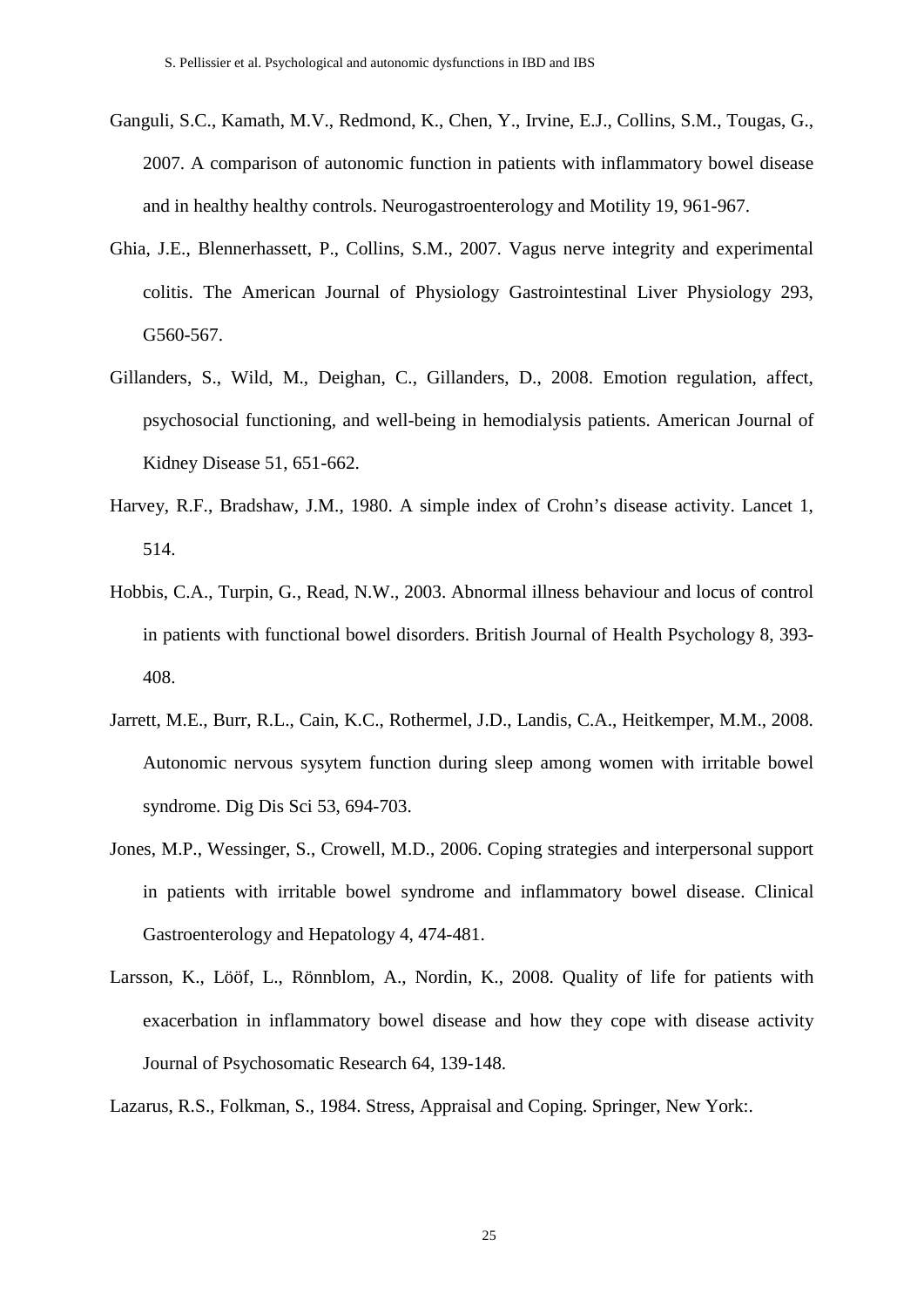Ganguli, S.C., Kamath, M.V., Redmond, K., Chen, Y., Irvine, E.J., Collins, S.M., Tougas, G., 2007. A comparison of autonomic function in patients with inflammatory bowel disease and in healthy healthy controls. Neurogastroenterology and Motility 19, 961-967.

Ghia, J.E., Blennerhassett, P., Collins, S.M., 2007. Vagus nerve integrity and experimental colitis. The American Journal of Physiology Gastrointestinal Liver Physiology 293, G560-567.

Gillanders, S., Wild, M., Deighan, C., Gillanders, D., 2008. Emotion regulation, affect, psychosocial functioning, and well-being in hemodialysis patients. American Journal of Kidney Disease 51, 651-662.

Harvey, R.F., Bradshaw, J.M., 1980. A simple index of Crohn's disease activity. Lancet 1, 514.

Hobbis, C.A., Turpin, G., Read, N.W., 2003. Abnormal illness behaviour and locus of control in patients with functional bowel disorders. British Journal of Health Psychology 8, 393-408.

Jarrett, M.E., Burr, R.L., Cain, K.C., Rothermel, J.D., Landis, C.A., Heitkemper, M.M., 2008. Autonomic nervous sysytem function during sleep among women with irritable bowel syndrome. Dig Dis Sci 53, 694-703.

Jones, M.P., Wessinger, S., Crowell, M.D., 2006. Coping strategies and interpersonal support in patients with irritable bowel syndrome and inflammatory bowel disease. Clinical Gastroenterology and Hepatology 4, 474-481.

Larsson, K., Lööf, L., Rönnblom, A., Nordin, K., 2008. Quality of life for patients with exacerbation in inflammatory bowel disease and how they cope with disease activity Journal of Psychosomatic Research 64, 139-148.

Lazarus, R.S., Folkman, S., 1984. Stress, Appraisal and Coping. Springer, New York:.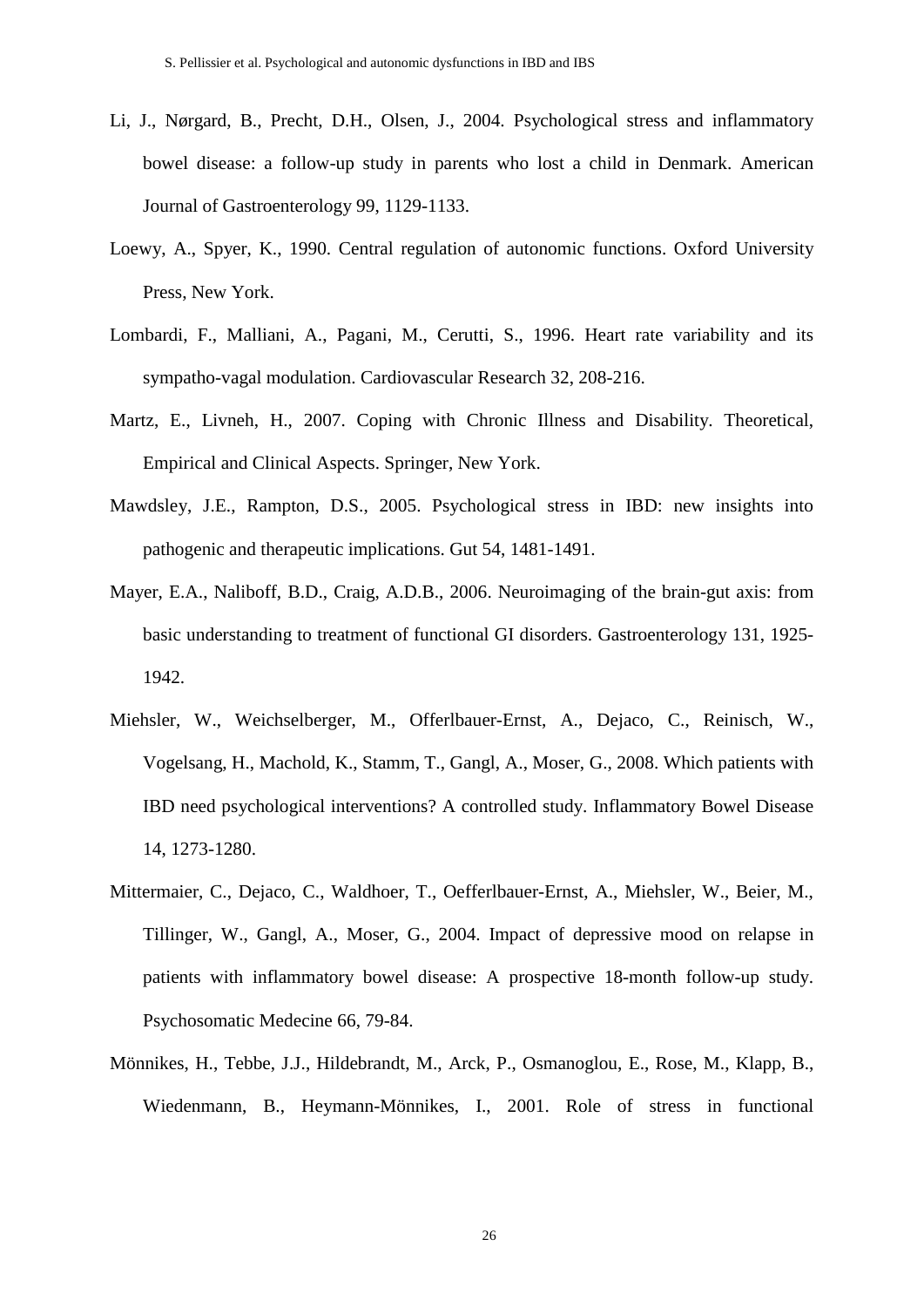Li, J., Nørgard, B., Precht, D.H., Olsen, J., 2004. Psychological stress and inflammatory bowel disease: a follow-up study in parents who lost a child in Denmark. American Journal of Gastroenterology 99, 1129-1133.

Loewy, A., Spyer, K., 1990. Central regulation of autonomic functions. Oxford University Press, New York.

Lombardi, F., Malliani, A., Pagani, M., Cerutti, S., 1996. Heart rate variability and its sympatho-vagal modulation. Cardiovascular Research 32, 208-216.

Martz, E., Livneh, H., 2007. Coping with Chronic Illness and Disability. Theoretical, Empirical and Clinical Aspects. Springer, New York.

Mawdsley, J.E., Rampton, D.S., 2005. Psychological stress in IBD: new insights into pathogenic and therapeutic implications. Gut 54, 1481-1491.

Mayer, E.A., Naliboff, B.D., Craig, A.D.B., 2006. Neuroimaging of the brain-gut axis: from basic understanding to treatment of functional GI disorders. Gastroenterology 131, 1925-1942.

Miehsler, W., Weichselberger, M., Offerlbauer-Ernst, A., Dejaco, C., Reinisch, W., Vogelsang, H., Machold, K., Stamm, T., Gangl, A., Moser, G., 2008. Which patients with IBD need psychological interventions? A controlled study. Inflammatory Bowel Disease 14, 1273-1280.

Mittermaier, C., Dejaco, C., Waldhoer, T., Oefferlbauer-Ernst, A., Miehsler, W., Beier, M., Tillinger, W., Gangl, A., Moser, G., 2004. Impact of depressive mood on relapse in patients with inflammatory bowel disease: A prospective 18-month follow-up study. Psychosomatic Medecine 66, 79-84.

Mönnikes, H., Tebbe, J.J., Hildebrandt, M., Arck, P., Osmanoglou, E., Rose, M., Klapp, B., Wiedenmann, B., Heymann-Mönnikes, I., 2001. Role of stress in functional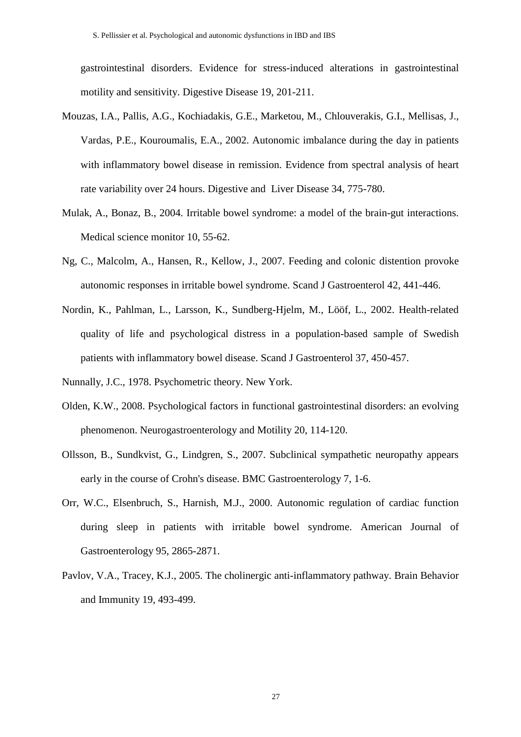gastrointestinal disorders. Evidence for stress-induced alterations in gastrointestinal motility and sensitivity. Digestive Disease 19, 201-211.

Mouzas, I.A., Pallis, A.G., Kochiadakis, G.E., Marketou, M., Chlouverakis, G.I., Mellisas, J., Vardas, P.E., Kouroumalis, E.A., 2002. Autonomic imbalance during the day in patients with inflammatory bowel disease in remission. Evidence from spectral analysis of heart rate variability over 24 hours. Digestive and Liver Disease 34, 775-780.

Mulak, A., Bonaz, B., 2004. Irritable bowel syndrome: a model of the brain-gut interactions. Medical science monitor 10, 55-62.

Ng, C., Malcolm, A., Hansen, R., Kellow, J., 2007. Feeding and colonic distention provoke autonomic responses in irritable bowel syndrome. Scand J Gastroenterol 42, 441-446.

Nordin, K., Pahlman, L., Larsson, K., Sundberg-Hjelm, M., Lööf, L., 2002. Health-related quality of life and psychological distress in a population-based sample of Swedish patients with inflammatory bowel disease. Scand J Gastroenterol 37, 450-457.

Nunnally, J.C., 1978. Psychometric theory. New York.

Olden, K.W., 2008. Psychological factors in functional gastrointestinal disorders: an evolving phenomenon. Neurogastroenterology and Motility 20, 114-120.

Ollsson, B., Sundkvist, G., Lindgren, S., 2007. Subclinical sympathetic neuropathy appears early in the course of Crohn's disease. BMC Gastroenterology 7, 1-6.

Orr, W.C., Elsenbruch, S., Harnish, M.J., 2000. Autonomic regulation of cardiac function during sleep in patients with irritable bowel syndrome. American Journal of Gastroenterology 95, 2865-2871.

Pavlov, V.A., Tracey, K.J., 2005. The cholinergic anti-inflammatory pathway. Brain Behavior and Immunity 19, 493-499.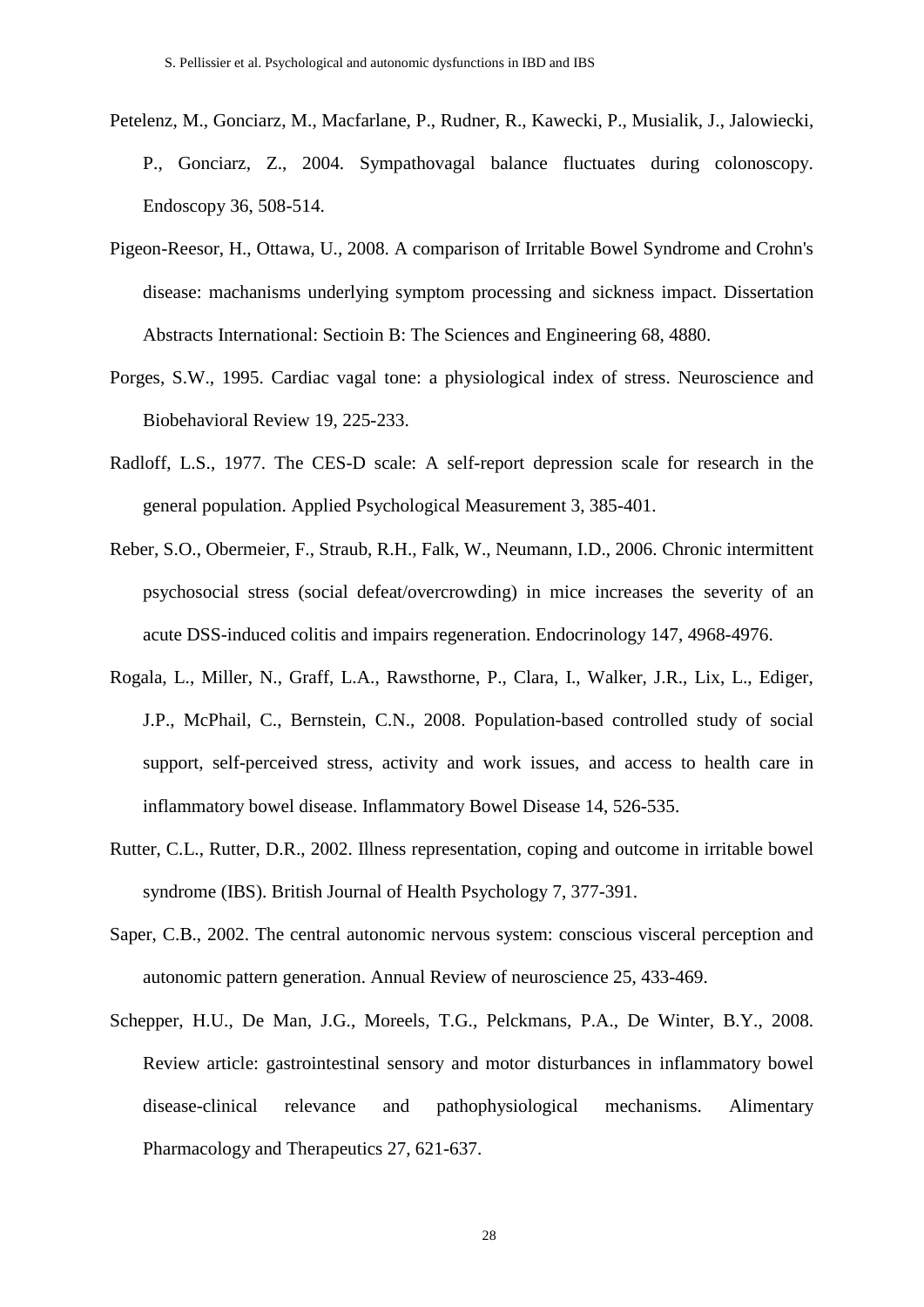Petelenz, M., Gonciarz, M., Macfarlane, P., Rudner, R., Kawecki, P., Musialik, J., Jalowiecki, P., Gonciarz, Z., 2004. Sympathovagal balance fluctuates during colonoscopy. Endoscopy 36, 508-514.

Pigeon-Reesor, H., Ottawa, U., 2008. A comparison of Irritable Bowel Syndrome and Crohn's disease: machanisms underlying symptom processing and sickness impact. Dissertation Abstracts International: Sectioin B: The Sciences and Engineering 68, 4880.

Porges, S.W., 1995. Cardiac vagal tone: a physiological index of stress. Neuroscience and Biobehavioral Review 19, 225-233.

Radloff, L.S., 1977. The CES-D scale: A self-report depression scale for research in the general population. Applied Psychological Measurement 3, 385-401.

Reber, S.O., Obermeier, F., Straub, R.H., Falk, W., Neumann, I.D., 2006. Chronic intermittent psychosocial stress (social defeat/overcrowding) in mice increases the severity of an acute DSS-induced colitis and impairs regeneration. Endocrinology 147, 4968-4976.

Rogala, L., Miller, N., Graff, L.A., Rawsthorne, P., Clara, I., Walker, J.R., Lix, L., Ediger, J.P., McPhail, C., Bernstein, C.N., 2008. Population-based controlled study of social support, self-perceived stress, activity and work issues, and access to health care in inflammatory bowel disease. Inflammatory Bowel Disease 14, 526-535.

Rutter, C.L., Rutter, D.R., 2002. Illness representation, coping and outcome in irritable bowel syndrome (IBS). British Journal of Health Psychology 7, 377-391.

Saper, C.B., 2002. The central autonomic nervous system: conscious visceral perception and autonomic pattern generation. Annual Review of neuroscience 25, 433-469.

Schepper, H.U., De Man, J.G., Moreels, T.G., Pelckmans, P.A., De Winter, B.Y., 2008. Review article: gastrointestinal sensory and motor disturbances in inflammatory bowel disease-clinical relevance and pathophysiological mechanisms. Alimentary Pharmacology and Therapeutics 27, 621-637.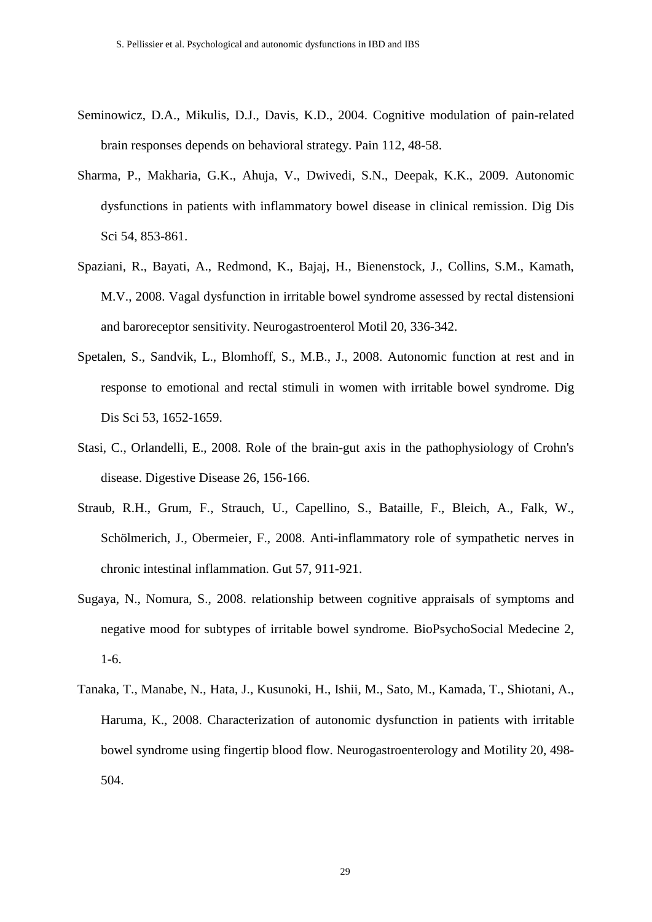Seminowicz, D.A., Mikulis, D.J., Davis, K.D., 2004. Cognitive modulation of pain-related brain responses depends on behavioral strategy. Pain 112, 48-58.

Sharma, P., Makharia, G.K., Ahuja, V., Dwivedi, S.N., Deepak, K.K., 2009. Autonomic dysfunctions in patients with inflammatory bowel disease in clinical remission. Dig Dis Sci 54, 853-861.

Spaziani, R., Bayati, A., Redmond, K., Bajaj, H., Bienenstock, J., Collins, S.M., Kamath, M.V., 2008. Vagal dysfunction in irritable bowel syndrome assessed by rectal distensioni and baroreceptor sensitivity. Neurogastroenterol Motil 20, 336-342.

Spetalen, S., Sandvik, L., Blomhoff, S., M.B., J., 2008. Autonomic function at rest and in response to emotional and rectal stimuli in women with irritable bowel syndrome. Dig Dis Sci 53, 1652-1659.

Stasi, C., Orlandelli, E., 2008. Role of the brain-gut axis in the pathophysiology of Crohn's disease. Digestive Disease 26, 156-166.

Straub, R.H., Grum, F., Strauch, U., Capellino, S., Bataille, F., Bleich, A., Falk, W., Schölmerich, J., Obermeier, F., 2008. Anti-inflammatory role of sympathetic nerves in chronic intestinal inflammation. Gut 57, 911-921.

Sugaya, N., Nomura, S., 2008. relationship between cognitive appraisals of symptoms and negative mood for subtypes of irritable bowel syndrome. BioPsychoSocial Medecine 2, 1-6.

Tanaka, T., Manabe, N., Hata, J., Kusunoki, H., Ishii, M., Sato, M., Kamada, T., Shiotani, A., Haruma, K., 2008. Characterization of autonomic dysfunction in patients with irritable bowel syndrome using fingertip blood flow. Neurogastroenterology and Motility 20, 498-504.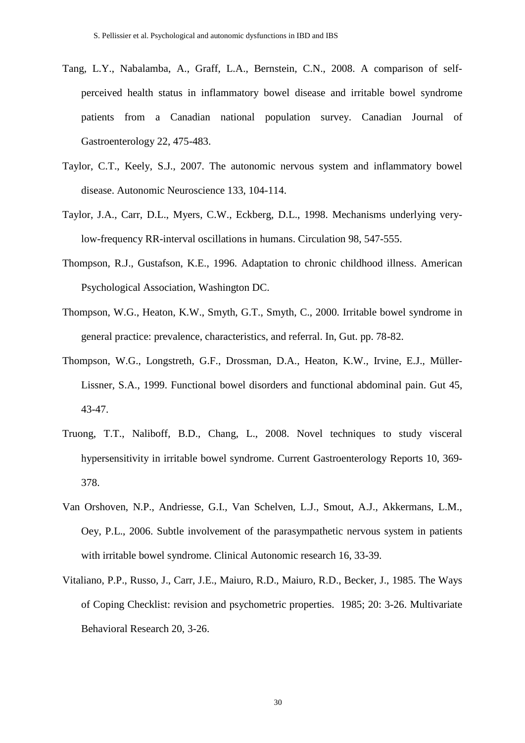Tang, L.Y., Nabalamba, A., Graff, L.A., Bernstein, C.N., 2008. A comparison of self-perceived health status in inflammatory bowel disease and irritable bowel syndrome patients from a Canadian national population survey. Canadian Journal of Gastroenterology 22, 475-483.

Taylor, C.T., Keely, S.J., 2007. The autonomic nervous system and inflammatory bowel disease. Autonomic Neuroscience 133, 104-114.

Taylor, J.A., Carr, D.L., Myers, C.W., Eckberg, D.L., 1998. Mechanisms underlying very-low-frequency RR-interval oscillations in humans. Circulation 98, 547-555.

Thompson, R.J., Gustafson, K.E., 1996. Adaptation to chronic childhood illness. American Psychological Association, Washington DC.

Thompson, W.G., Heaton, K.W., Smyth, G.T., Smyth, C., 2000. Irritable bowel syndrome in general practice: prevalence, characteristics, and referral. In, Gut. pp. 78-82.

Thompson, W.G., Longstreth, G.F., Drossman, D.A., Heaton, K.W., Irvine, E.J., Müller-Lissner, S.A., 1999. Functional bowel disorders and functional abdominal pain. Gut 45, 43-47.

Truong, T.T., Naliboff, B.D., Chang, L., 2008. Novel techniques to study visceral hypersensitivity in irritable bowel syndrome. Current Gastroenterology Reports 10, 369-378.

Van Orshoven, N.P., Andriesse, G.I., Van Schelven, L.J., Smout, A.J., Akkermans, L.M., Oey, P.L., 2006. Subtle involvement of the parasympathetic nervous system in patients with irritable bowel syndrome. Clinical Autonomic research 16, 33-39.

Vitaliano, P.P., Russo, J., Carr, J.E., Maiuro, R.D., Maiuro, R.D., Becker, J., 1985. The Ways of Coping Checklist: revision and psychometric properties. 1985; 20: 3-26. Multivariate Behavioral Research 20, 3-26.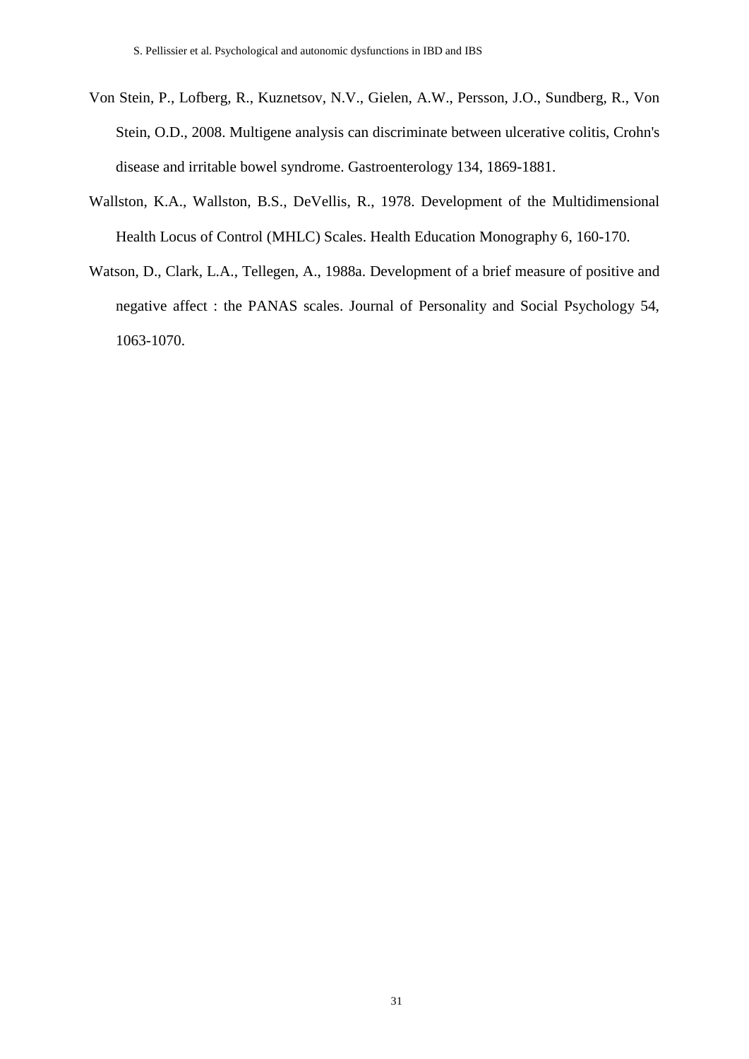Von Stein, P., Lofberg, R., Kuznetsov, N.V., Gielen, A.W., Persson, J.O., Sundberg, R., Von Stein, O.D., 2008. Multigene analysis can discriminate between ulcerative colitis, Crohn's disease and irritable bowel syndrome. Gastroenterology 134, 1869-1881.

Wallston, K.A., Wallston, B.S., DeVellis, R., 1978. Development of the Multidimensional Health Locus of Control (MHLC) Scales. Health Education Monography 6, 160-170.

Watson, D., Clark, L.A., Tellegen, A., 1988a. Development of a brief measure of positive and negative affect : the PANAS scales. Journal of Personality and Social Psychology 54, 1063-1070.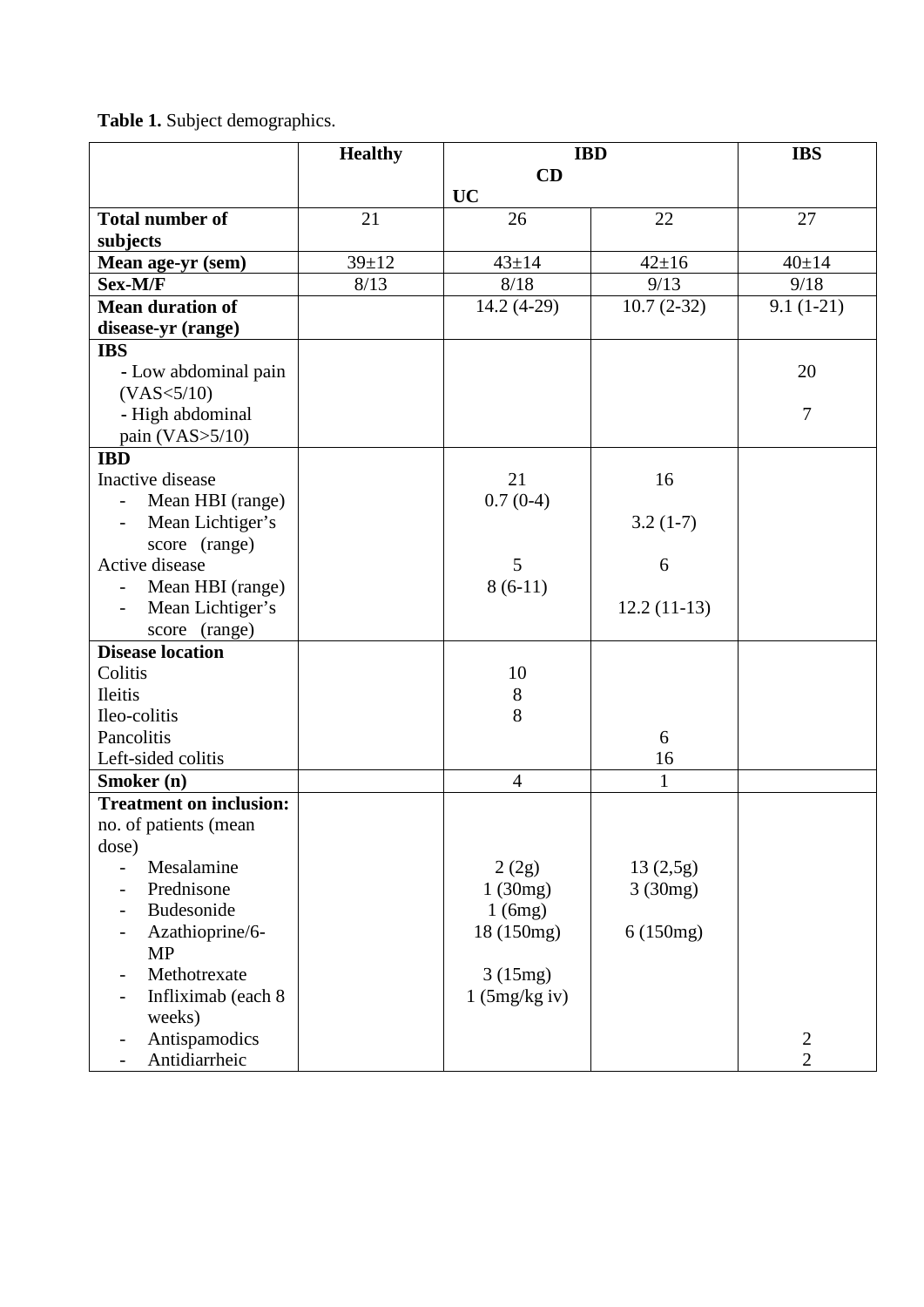**Table 1.** Subject demographics.

| | Healthy | IBD | | IBS |
|---|---|---|---|---|
| | | CD | UC | |
| **Total number of subjects** | 21 | 26 | 22 | 27 |
| **Mean age-yr (sem)** | 39±12 | 43±14 | 42±16 | 40±14 |
| **Sex-M/F** | 8/13 | 8/18 | 9/13 | 9/18 |
| **Mean duration of disease-yr (range)** | | 14.2 (4-29) | 10.7 (2-32) | 9.1 (1-21) |
| **IBS** | | | | |
| - Low abdominal pain (VAS<5/10) | | | | 20 |
| - High abdominal pain (VAS>5/10) | | | | 7 |
| **IBD** | | | | |
| Inactive disease | | 21 | 16 | |
| - Mean HBI (range) | | 0.7 (0-4) | | |
| - Mean Lichtiger's score (range) | | | 3.2 (1-7) | |
| Active disease | | 5 | 6 | |
| - Mean HBI (range) | | 8 (6-11) | | |
| - Mean Lichtiger's score (range) | | | 12.2 (11-13) | |
| **Disease location** | | | | |
| Colitis | | 10 | | |
| Ileitis | | 8 | | |
| Ileo-colitis | | 8 | | |
| Pancolitis | | | 6 | |
| Left-sided colitis | | | 16 | |
| **Smoker (n)** | | 4 | 1 | |
| **Treatment on inclusion:** no. of patients (mean dose) | | | | |
| - Mesalamine | | 2 (2g) | 13 (2,5g) | |
| - Prednisone | | 1 (30mg) | 3 (30mg) | |
| - Budesonide | | 1 (6mg) | | |
| - Azathioprine/6-MP | | 18 (150mg) | 6 (150mg) | |
| - Methotrexate | | 3 (15mg) | | |
| - Infliximab (each 8 weeks) | | 1 (5mg/kg iv) | | |
| - Antispamodics | | | | 2 |
| - Antidiarrheic | | | | 2 |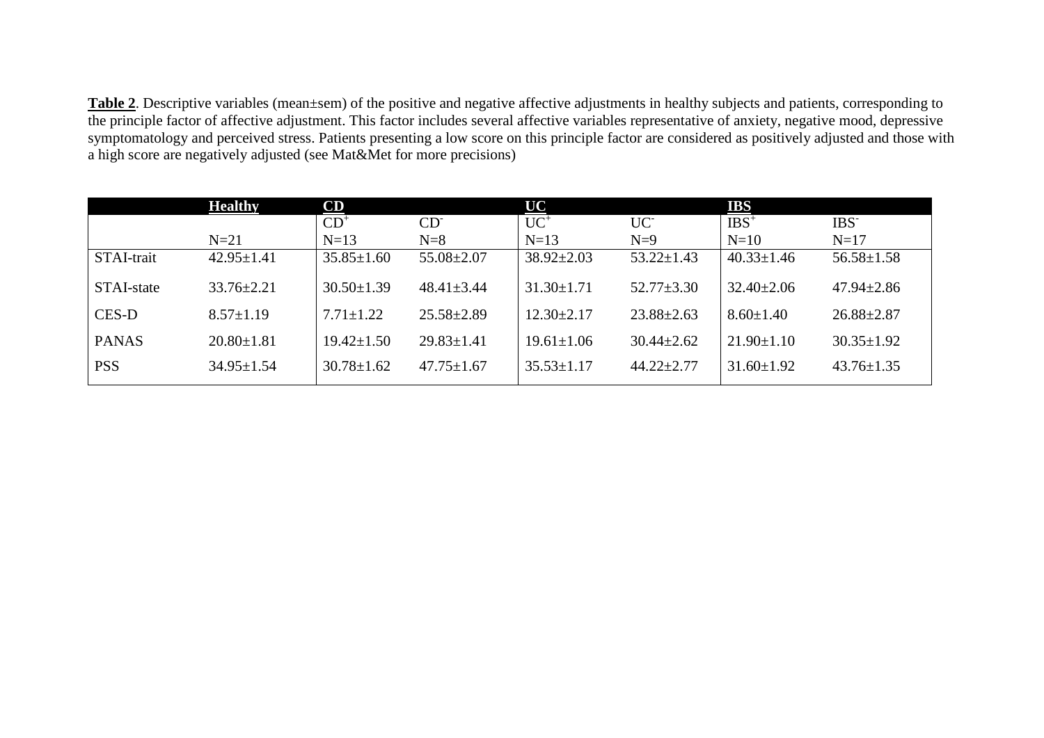**Table 2**. Descriptive variables (mean±sem) of the positive and negative affective adjustments in healthy subjects and patients, corresponding to the principle factor of affective adjustment. This factor includes several affective variables representative of anxiety, negative mood, depressive symptomatology and perceived stress. Patients presenting a low score on this principle factor are considered as positively adjusted and those with a high score are negatively adjusted (see Mat&Met for more precisions)

| | **Healthy** | **CD** | | **UC** | | **IBS** | |
|---|---|---|---|---|---|---|---|
| | | $CD^+$ | $CD^-$ | $UC^+$ | $UC^-$ | $IBS^+$ | $IBS^-$ |
| | N=21 | N=13 | N=8 | N=13 | N=9 | N=10 | N=17 |
| STAI-trait | 42.95±1.41 | 35.85±1.60 | 55.08±2.07 | 38.92±2.03 | 53.22±1.43 | 40.33±1.46 | 56.58±1.58 |
| STAI-state | 33.76±2.21 | 30.50±1.39 | 48.41±3.44 | 31.30±1.71 | 52.77±3.30 | 32.40±2.06 | 47.94±2.86 |
| CES-D | 8.57±1.19 | 7.71±1.22 | 25.58±2.89 | 12.30±2.17 | 23.88±2.63 | 8.60±1.40 | 26.88±2.87 |
| PANAS | 20.80±1.81 | 19.42±1.50 | 29.83±1.41 | 19.61±1.06 | 30.44±2.62 | 21.90±1.10 | 30.35±1.92 |
| PSS | 34.95±1.54 | 30.78±1.62 | 47.75±1.67 | 35.53±1.17 | 44.22±2.77 | 31.60±1.92 | 43.76±1.35 |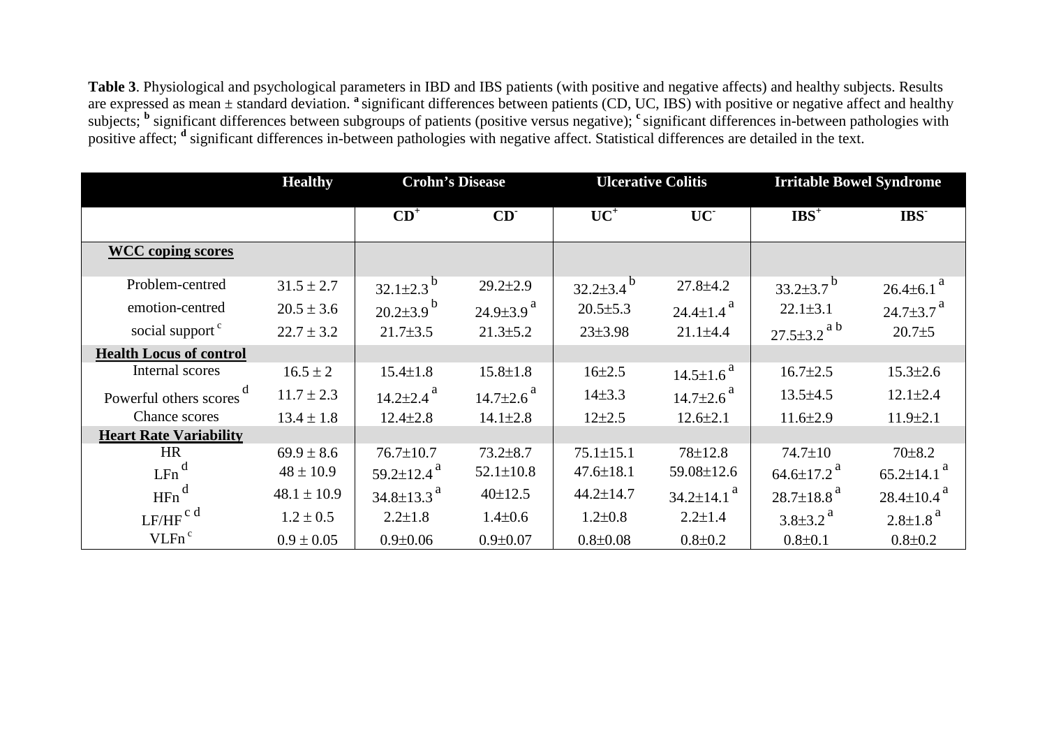**Table 3**. Physiological and psychological parameters in IBD and IBS patients (with positive and negative affects) and healthy subjects. Results are expressed as mean ± standard deviation. [a] significant differences between patients (CD, UC, IBS) with positive or negative affect and healthy subjects; [b] significant differences between subgroups of patients (positive versus negative); [c] significant differences in-between pathologies with positive affect; [d] significant differences in-between pathologies with negative affect. Statistical differences are detailed in the text.

| | Healthy | Crohn's Disease | | Ulcerative Colitis | | Irritable Bowel Syndrome | |
|---|---|---|---|---|---|---|---|
| | | $CD^+$ | $CD^-$ | $UC^+$ | $UC^-$ | $IBS^+$ | $IBS^-$ |
| **WCC coping scores** | | | | | | | |
| Problem-centred | 31.5 ± 2.7 | 32.1±2.3 [b] | 29.2±2.9 | 32.2±3.4 [b] | 27.8±4.2 | 33.2±3.7 [b] | 26.4±6.1 [a] |
| emotion-centred | 20.5 ± 3.6 | 20.2±3.9 [b] | 24.9±3.9 [a] | 20.5±5.3 | 24.4±1.4 [a] | 22.1±3.1 | 24.7±3.7 [a] |
| social support [c] | 22.7 ± 3.2 | 21.7±3.5 | 21.3±5.2 | 23±3.98 | 21.1±4.4 | 27.5±3.2 [a b] | 20.7±5 |
| **Health Locus of control** | | | | | | | |
| Internal scores | 16.5 ± 2 | 15.4±1.8 | 15.8±1.8 | 16±2.5 | 14.5±1.6 [a] | 16.7±2.5 | 15.3±2.6 |
| Powerful others scores [d] | 11.7 ± 2.3 | 14.2±2.4 [a] | 14.7±2.6 [a] | 14±3.3 | 14.7±2.6 [a] | 13.5±4.5 | 12.1±2.4 |
| Chance scores | 13.4 ± 1.8 | 12.4±2.8 | 14.1±2.8 | 12±2.5 | 12.6±2.1 | 11.6±2.9 | 11.9±2.1 |
| **Heart Rate Variability** | | | | | | | |
| HR | 69.9 ± 8.6 | 76.7±10.7 | 73.2±8.7 | 75.1±15.1 | 78±12.8 | 74.7±10 | 70±8.2 |
| LFn [d] | 48 ± 10.9 | 59.2±12.4 [a] | 52.1±10.8 | 47.6±18.1 | 59.08±12.6 | 64.6±17.2 [a] | 65.2±14.1 [a] |
| HFn [d] | 48.1 ± 10.9 | 34.8±13.3 [a] | 40±12.5 | 44.2±14.7 | 34.2±14.1 [a] | 28.7±18.8 [a] | 28.4±10.4 [a] |
| LF/HF [c d] | 1.2 ± 0.5 | 2.2±1.8 | 1.4±0.6 | 1.2±0.8 | 2.2±1.4 | 3.8±3.2 [a] | 2.8±1.8 [a] |
| VLFn [c] | 0.9 ± 0.05 | 0.9±0.06 | 0.9±0.07 | 0.8±0.08 | 0.8±0.2 | 0.8±0.1 | 0.8±0.2 |